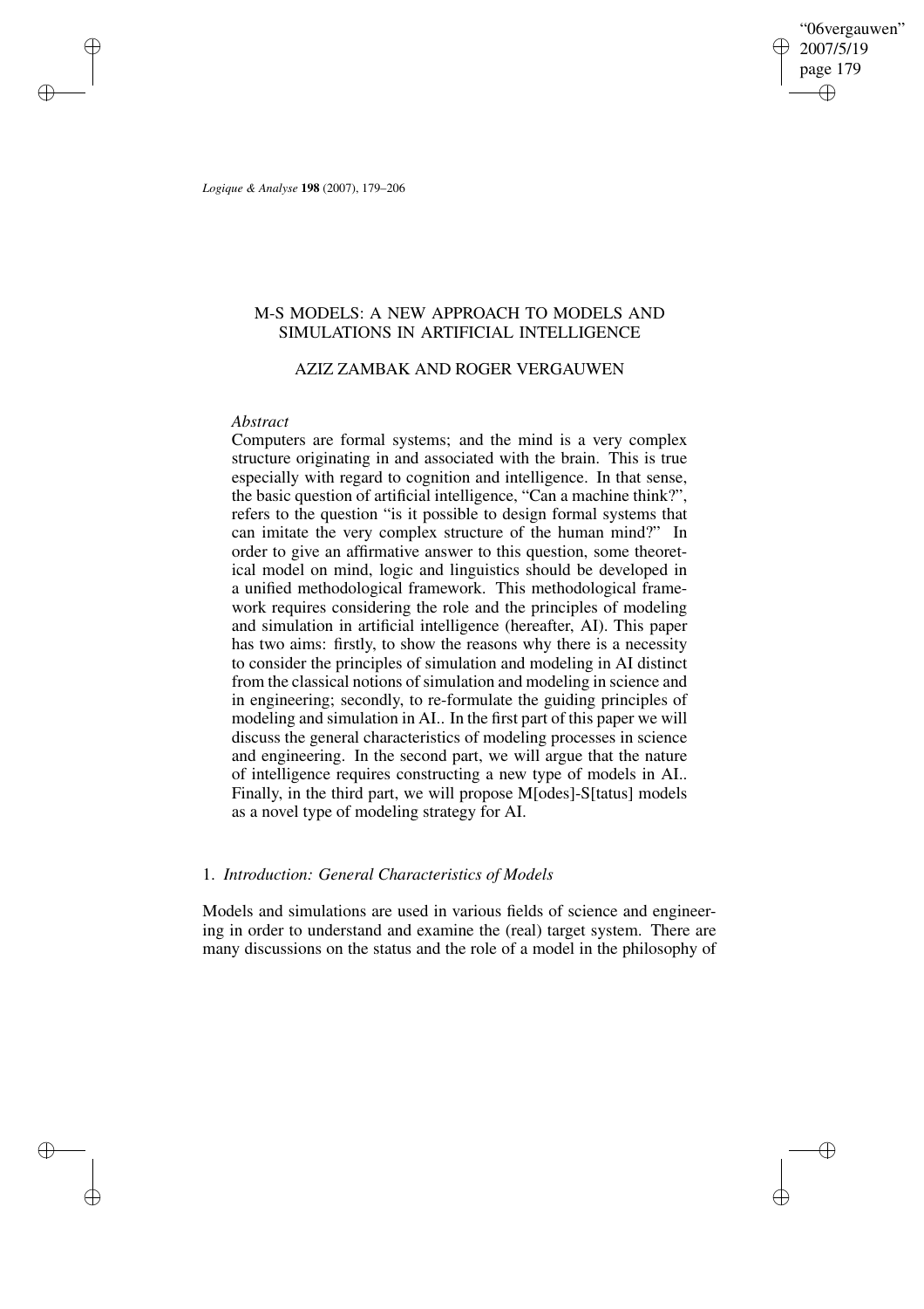# M-S MODELS: A NEW APPROACH TO MODELS AND SIMULATIONS IN ARTIFICIAL INTELLIGENCE

AZIZ ZAMBAK AND ROGER VERGAUWEN

*Abstract*

Computers are formal systems; and the mind is a very complex structure originating in and associated with the brain. This is true especially with regard to cognition and intelligence. In that sense, the basic question of artificial intelligence, "Can a machine think?", refers to the question "is it possible to design formal systems that can imitate the very complex structure of the human mind?" In order to give an affirmative answer to this question, some theoretical model on mind, logic and linguistics should be developed in a unified methodological framework. This methodological framework requires considering the role and the principles of modeling and simulation in artificial intelligence (hereafter, AI). This paper has two aims: firstly, to show the reasons why there is a necessity to consider the principles of simulation and modeling in AI distinct from the classical notions of simulation and modeling in science and in engineering; secondly, to re-formulate the guiding principles of modeling and simulation in AI.. In the first part of this paper we will discuss the general characteristics of modeling processes in science and engineering. In the second part, we will argue that the nature of intelligence requires constructing a new type of models in AI.. Finally, in the third part, we will propose M[odes]-S[tatus] models as a novel type of modeling strategy for AI.

## 1. *Introduction: General Characteristics of Models*

Models and simulations are used in various fields of science and engineering in order to understand and examine the (real) target system. There are many discussions on the status and the role of a model in the philosophy of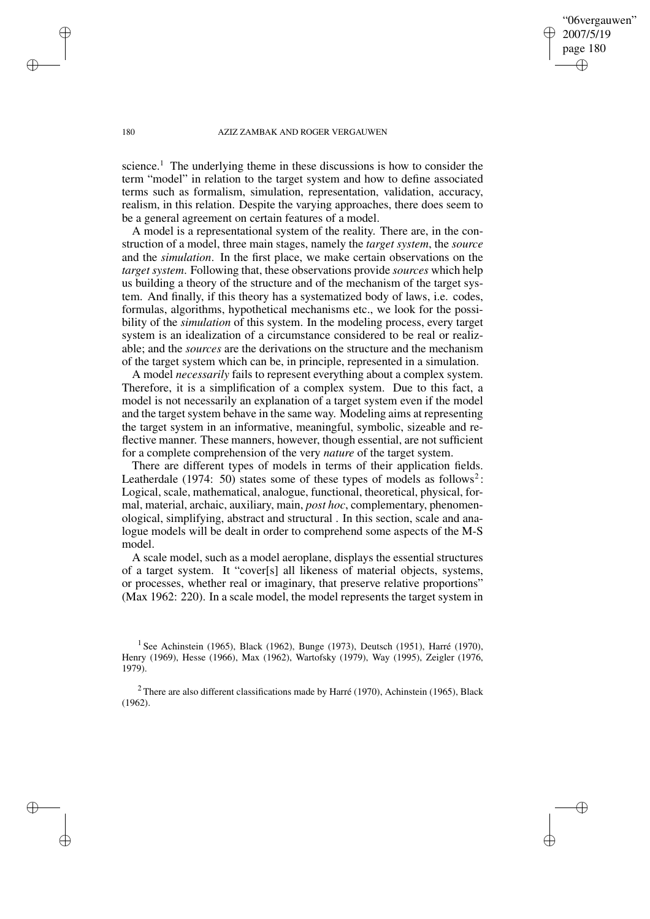science.[1] The underlying theme in these discussions is how to consider the term "model" in relation to the target system and how to define associated terms such as formalism, simulation, representation, validation, accuracy, realism, in this relation. Despite the varying approaches, there does seem to be a general agreement on certain features of a model.

A model is a representational system of the reality. There are, in the construction of a model, three main stages, namely the *target system*, the *source* and the *simulation*. In the first place, we make certain observations on the *target system*. Following that, these observations provide *sources* which help us building a theory of the structure and of the mechanism of the target system. And finally, if this theory has a systematized body of laws, i.e. codes, formulas, algorithms, hypothetical mechanisms etc., we look for the possibility of the *simulation* of this system. In the modeling process, every target system is an idealization of a circumstance considered to be real or realizable; and the *sources* are the derivations on the structure and the mechanism of the target system which can be, in principle, represented in a simulation.

A model *necessarily* fails to represent everything about a complex system. Therefore, it is a simplification of a complex system. Due to this fact, a model is not necessarily an explanation of a target system even if the model and the target system behave in the same way. Modeling aims at representing the target system in an informative, meaningful, symbolic, sizeable and reflective manner. These manners, however, though essential, are not sufficient for a complete comprehension of the very *nature* of the target system.

There are different types of models in terms of their application fields. Leatherdale (1974: 50) states some of these types of models as follows[2]: Logical, scale, mathematical, analogue, functional, theoretical, physical, formal, material, archaic, auxiliary, main, *post hoc*, complementary, phenomenological, simplifying, abstract and structural . In this section, scale and analogue models will be dealt in order to comprehend some aspects of the M-S model.

A scale model, such as a model aeroplane, displays the essential structures of a target system. It "cover[s] all likeness of material objects, systems, or processes, whether real or imaginary, that preserve relative proportions" (Max 1962: 220). In a scale model, the model represents the target system in

[1] See Achinstein (1965), Black (1962), Bunge (1973), Deutsch (1951), Harré (1970), Henry (1969), Hesse (1966), Max (1962), Wartofsky (1979), Way (1995), Zeigler (1976, 1979).

[2] There are also different classifications made by Harré (1970), Achinstein (1965), Black (1962).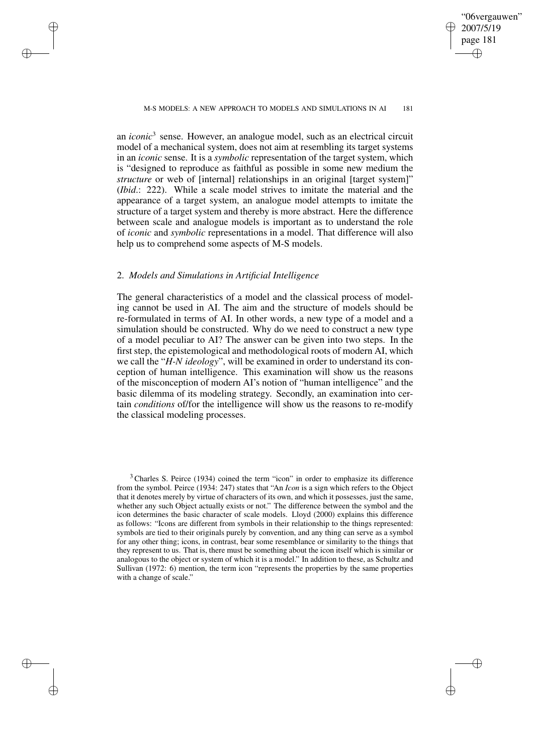an *iconic*[3] sense. However, an analogue model, such as an electrical circuit model of a mechanical system, does not aim at resembling its target systems in an *iconic* sense. It is a *symbolic* representation of the target system, which is "designed to reproduce as faithful as possible in some new medium the *structure* or web of [internal] relationships in an original [target system]" (*Ibid*.: 222). While a scale model strives to imitate the material and the appearance of a target system, an analogue model attempts to imitate the structure of a target system and thereby is more abstract. Here the difference between scale and analogue models is important as to understand the role of *iconic* and *symbolic* representations in a model. That difference will also help us to comprehend some aspects of M-S models.

## 2. *Models and Simulations in Artificial Intelligence*

The general characteristics of a model and the classical process of modeling cannot be used in AI. The aim and the structure of models should be re-formulated in terms of AI. In other words, a new type of a model and a simulation should be constructed. Why do we need to construct a new type of a model peculiar to AI? The answer can be given into two steps. In the first step, the epistemological and methodological roots of modern AI, which we call the "*H-N ideology*", will be examined in order to understand its conception of human intelligence. This examination will show us the reasons of the misconception of modern AI's notion of "human intelligence" and the basic dilemma of its modeling strategy. Secondly, an examination into certain *conditions* of/for the intelligence will show us the reasons to re-modify the classical modeling processes.

[3] Charles S. Peirce (1934) coined the term "icon" in order to emphasize its difference from the symbol. Peirce (1934: 247) states that "An *Icon* is a sign which refers to the Object that it denotes merely by virtue of characters of its own, and which it possesses, just the same, whether any such Object actually exists or not." The difference between the symbol and the icon determines the basic character of scale models. Lloyd (2000) explains this difference as follows: "Icons are different from symbols in their relationship to the things represented: symbols are tied to their originals purely by convention, and any thing can serve as a symbol for any other thing; icons, in contrast, bear some resemblance or similarity to the things that they represent to us. That is, there must be something about the icon itself which is similar or analogous to the object or system of which it is a model." In addition to these, as Schultz and Sullivan (1972: 6) mention, the term icon "represents the properties by the same properties with a change of scale."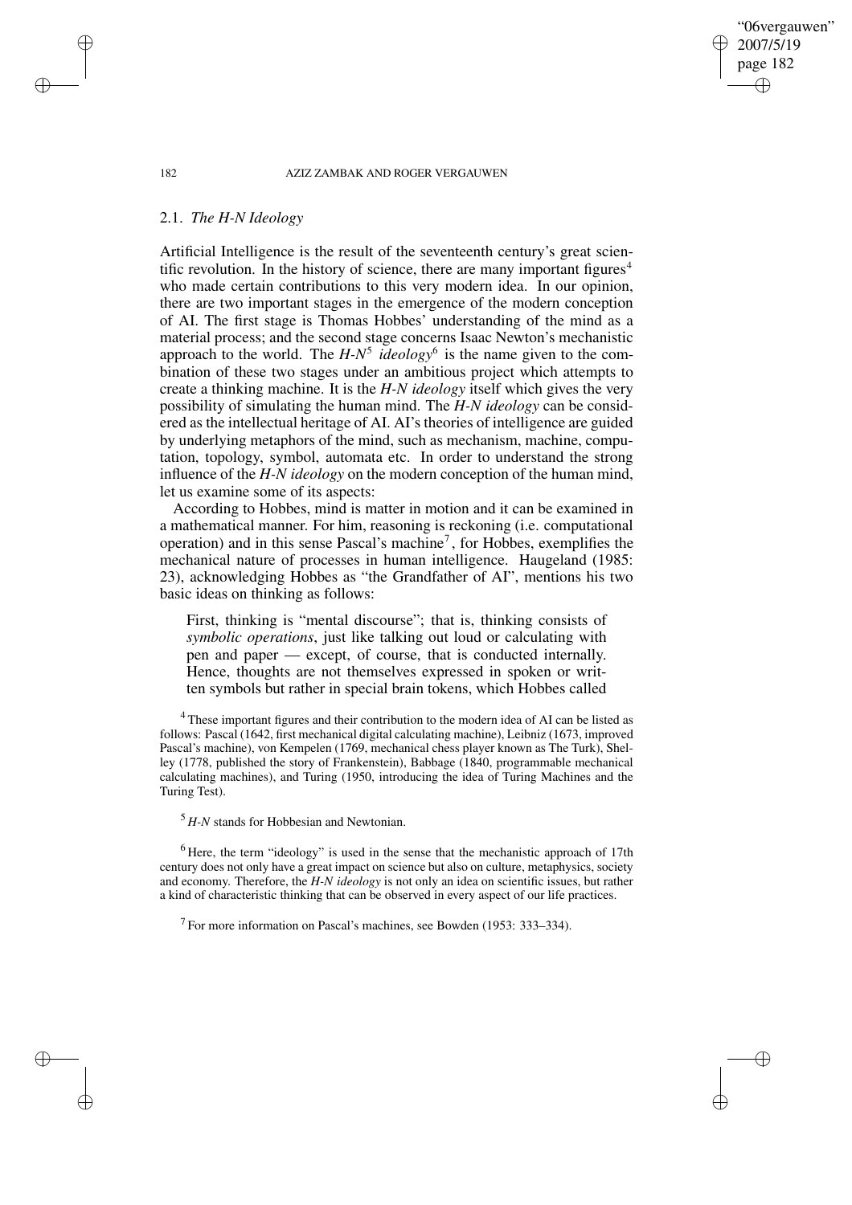### 2.1. *The H-N Ideology*

Artificial Intelligence is the result of the seventeenth century's great scientific revolution. In the history of science, there are many important figures[4] who made certain contributions to this very modern idea. In our opinion, there are two important stages in the emergence of the modern conception of AI. The first stage is Thomas Hobbes' understanding of the mind as a material process; and the second stage concerns Isaac Newton's mechanistic approach to the world. The *H-N*[5] *ideology*[6] is the name given to the combination of these two stages under an ambitious project which attempts to create a thinking machine. It is the *H-N ideology* itself which gives the very possibility of simulating the human mind. The *H-N ideology* can be considered as the intellectual heritage of AI. AI's theories of intelligence are guided by underlying metaphors of the mind, such as mechanism, machine, computation, topology, symbol, automata etc. In order to understand the strong influence of the *H-N ideology* on the modern conception of the human mind, let us examine some of its aspects:

According to Hobbes, mind is matter in motion and it can be examined in a mathematical manner. For him, reasoning is reckoning (i.e. computational operation) and in this sense Pascal's machine[7], for Hobbes, exemplifies the mechanical nature of processes in human intelligence. Haugeland (1985: 23), acknowledging Hobbes as "the Grandfather of AI", mentions his two basic ideas on thinking as follows:

> First, thinking is "mental discourse"; that is, thinking consists of *symbolic operations*, just like talking out loud or calculating with pen and paper — except, of course, that is conducted internally. Hence, thoughts are not themselves expressed in spoken or written symbols but rather in special brain tokens, which Hobbes called

[4] These important figures and their contribution to the modern idea of AI can be listed as follows: Pascal (1642, first mechanical digital calculating machine), Leibniz (1673, improved Pascal's machine), von Kempelen (1769, mechanical chess player known as The Turk), Shelley (1778, published the story of Frankenstein), Babbage (1840, programmable mechanical calculating machines), and Turing (1950, introducing the idea of Turing Machines and the Turing Test).

[5] *H-N* stands for Hobbesian and Newtonian.

[6] Here, the term "ideology" is used in the sense that the mechanistic approach of 17th century does not only have a great impact on science but also on culture, metaphysics, society and economy. Therefore, the *H-N ideology* is not only an idea on scientific issues, but rather a kind of characteristic thinking that can be observed in every aspect of our life practices.

[7] For more information on Pascal's machines, see Bowden (1953: 333–334).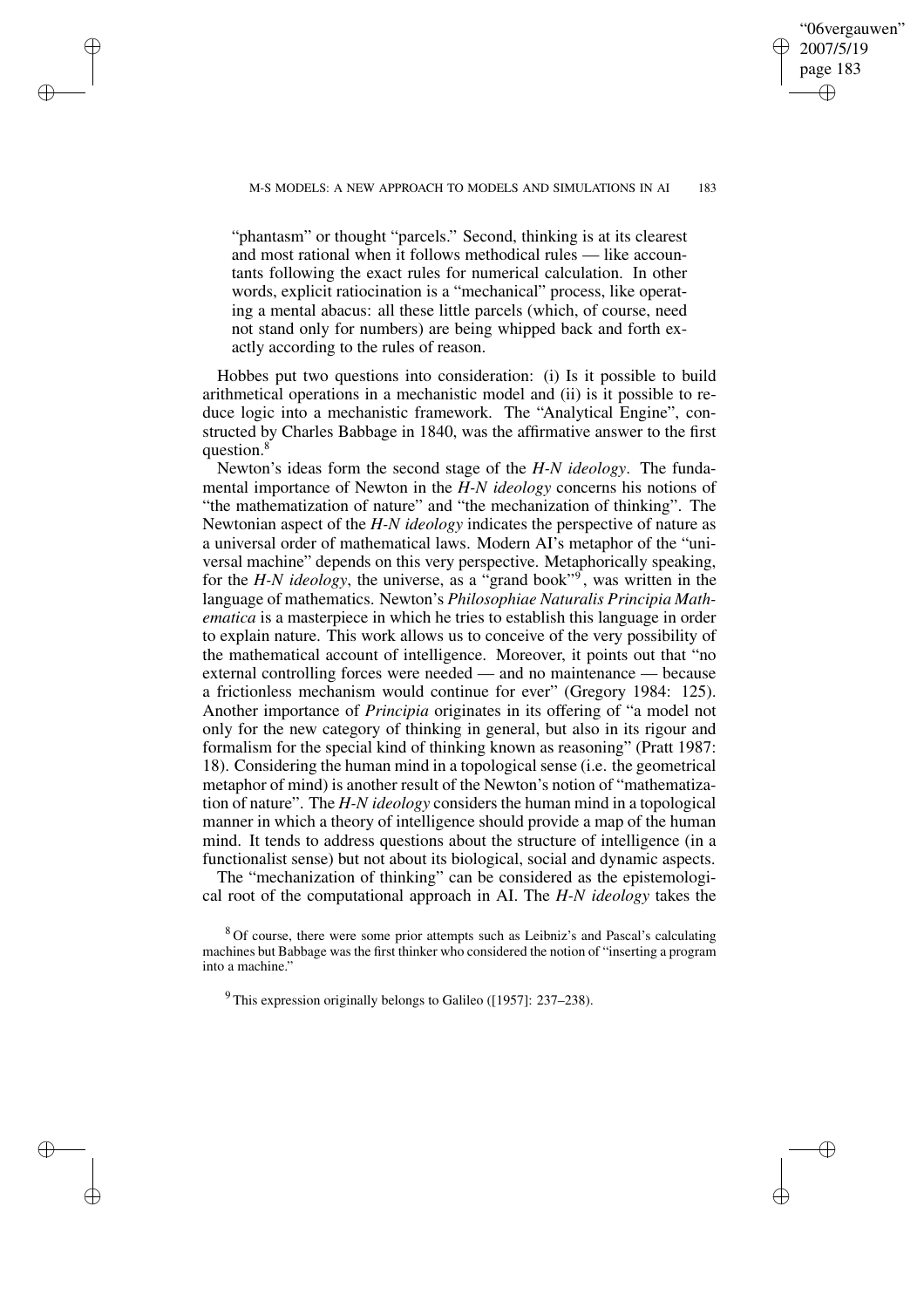"phantasm" or thought "parcels." Second, thinking is at its clearest and most rational when it follows methodical rules — like accountants following the exact rules for numerical calculation. In other words, explicit ratiocination is a "mechanical" process, like operating a mental abacus: all these little parcels (which, of course, need not stand only for numbers) are being whipped back and forth exactly according to the rules of reason.

Hobbes put two questions into consideration: (i) Is it possible to build arithmetical operations in a mechanistic model and (ii) is it possible to reduce logic into a mechanistic framework. The "Analytical Engine", constructed by Charles Babbage in 1840, was the affirmative answer to the first question.[8]

Newton's ideas form the second stage of the *H-N ideology*. The fundamental importance of Newton in the *H-N ideology* concerns his notions of "the mathematization of nature" and "the mechanization of thinking". The Newtonian aspect of the *H-N ideology* indicates the perspective of nature as a universal order of mathematical laws. Modern AI's metaphor of the "universal machine" depends on this very perspective. Metaphorically speaking, for the *H-N ideology*, the universe, as a "grand book"[9], was written in the language of mathematics. Newton's *Philosophiae Naturalis Principia Mathematica* is a masterpiece in which he tries to establish this language in order to explain nature. This work allows us to conceive of the very possibility of the mathematical account of intelligence. Moreover, it points out that "no external controlling forces were needed — and no maintenance — because a frictionless mechanism would continue for ever" (Gregory 1984: 125). Another importance of *Principia* originates in its offering of "a model not only for the new category of thinking in general, but also in its rigour and formalism for the special kind of thinking known as reasoning" (Pratt 1987: 18). Considering the human mind in a topological sense (i.e. the geometrical metaphor of mind) is another result of the Newton's notion of "mathematization of nature". The *H-N ideology* considers the human mind in a topological manner in which a theory of intelligence should provide a map of the human mind. It tends to address questions about the structure of intelligence (in a functionalist sense) but not about its biological, social and dynamic aspects.

The "mechanization of thinking" can be considered as the epistemological root of the computational approach in AI. The *H-N ideology* takes the

[8] Of course, there were some prior attempts such as Leibniz's and Pascal's calculating machines but Babbage was the first thinker who considered the notion of "inserting a program into a machine."

[9] This expression originally belongs to Galileo ([1957]: 237–238).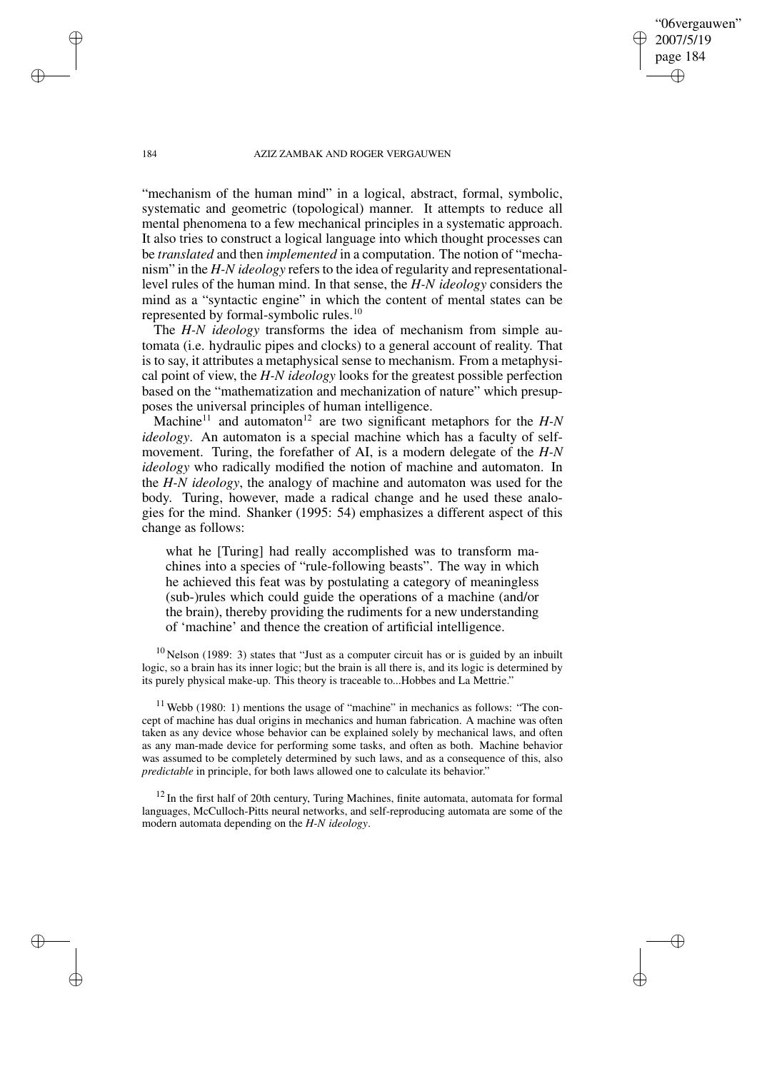"mechanism of the human mind" in a logical, abstract, formal, symbolic, systematic and geometric (topological) manner. It attempts to reduce all mental phenomena to a few mechanical principles in a systematic approach. It also tries to construct a logical language into which thought processes can be *translated* and then *implemented* in a computation. The notion of "mechanism" in the *H-N ideology* refers to the idea of regularity and representational-level rules of the human mind. In that sense, the *H-N ideology* considers the mind as a "syntactic engine" in which the content of mental states can be represented by formal-symbolic rules.[10]

The *H-N ideology* transforms the idea of mechanism from simple automata (i.e. hydraulic pipes and clocks) to a general account of reality. That is to say, it attributes a metaphysical sense to mechanism. From a metaphysical point of view, the *H-N ideology* looks for the greatest possible perfection based on the "mathematization and mechanization of nature" which presupposes the universal principles of human intelligence.

Machine[11] and automaton[12] are two significant metaphors for the *H-N ideology*. An automaton is a special machine which has a faculty of self-movement. Turing, the forefather of AI, is a modern delegate of the *H-N ideology* who radically modified the notion of machine and automaton. In the *H-N ideology*, the analogy of machine and automaton was used for the body. Turing, however, made a radical change and he used these analogies for the mind. Shanker (1995: 54) emphasizes a different aspect of this change as follows:

> what he [Turing] had really accomplished was to transform machines into a species of "rule-following beasts". The way in which he achieved this feat was by postulating a category of meaningless (sub-)rules which could guide the operations of a machine (and/or the brain), thereby providing the rudiments for a new understanding of 'machine' and thence the creation of artificial intelligence.

[10] Nelson (1989: 3) states that "Just as a computer circuit has or is guided by an inbuilt logic, so a brain has its inner logic; but the brain is all there is, and its logic is determined by its purely physical make-up. This theory is traceable to...Hobbes and La Mettrie."

[11] Webb (1980: 1) mentions the usage of "machine" in mechanics as follows: "The concept of machine has dual origins in mechanics and human fabrication. A machine was often taken as any device whose behavior can be explained solely by mechanical laws, and often as any man-made device for performing some tasks, and often as both. Machine behavior was assumed to be completely determined by such laws, and as a consequence of this, also *predictable* in principle, for both laws allowed one to calculate its behavior."

[12] In the first half of 20th century, Turing Machines, finite automata, automata for formal languages, McCulloch-Pitts neural networks, and self-reproducing automata are some of the modern automata depending on the *H-N ideology*.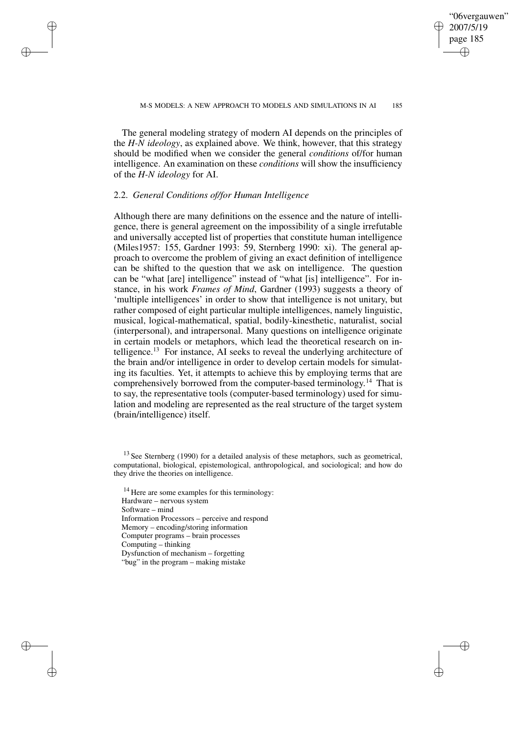The general modeling strategy of modern AI depends on the principles of the *H-N ideology*, as explained above. We think, however, that this strategy should be modified when we consider the general *conditions* of/for human intelligence. An examination on these *conditions* will show the insufficiency of the *H-N ideology* for AI.

### 2.2. *General Conditions of/for Human Intelligence*

Although there are many definitions on the essence and the nature of intelligence, there is general agreement on the impossibility of a single irrefutable and universally accepted list of properties that constitute human intelligence (Miles1957: 155, Gardner 1993: 59, Sternberg 1990: xi). The general approach to overcome the problem of giving an exact definition of intelligence can be shifted to the question that we ask on intelligence. The question can be "what [are] intelligence" instead of "what [is] intelligence". For instance, in his work *Frames of Mind*, Gardner (1993) suggests a theory of 'multiple intelligences' in order to show that intelligence is not unitary, but rather composed of eight particular multiple intelligences, namely linguistic, musical, logical-mathematical, spatial, bodily-kinesthetic, naturalist, social (interpersonal), and intrapersonal. Many questions on intelligence originate in certain models or metaphors, which lead the theoretical research on intelligence.[13] For instance, AI seeks to reveal the underlying architecture of the brain and/or intelligence in order to develop certain models for simulating its faculties. Yet, it attempts to achieve this by employing terms that are comprehensively borrowed from the computer-based terminology.[14] That is to say, the representative tools (computer-based terminology) used for simulation and modeling are represented as the real structure of the target system (brain/intelligence) itself.

[13] See Sternberg (1990) for a detailed analysis of these metaphors, such as geometrical, computational, biological, epistemological, anthropological, and sociological; and how do they drive the theories on intelligence.

[14] Here are some examples for this terminology:
Hardware – nervous system
Software – mind
Information Processors – perceive and respond
Memory – encoding/storing information
Computer programs – brain processes
Computing – thinking
Dysfunction of mechanism – forgetting
"bug" in the program – making mistake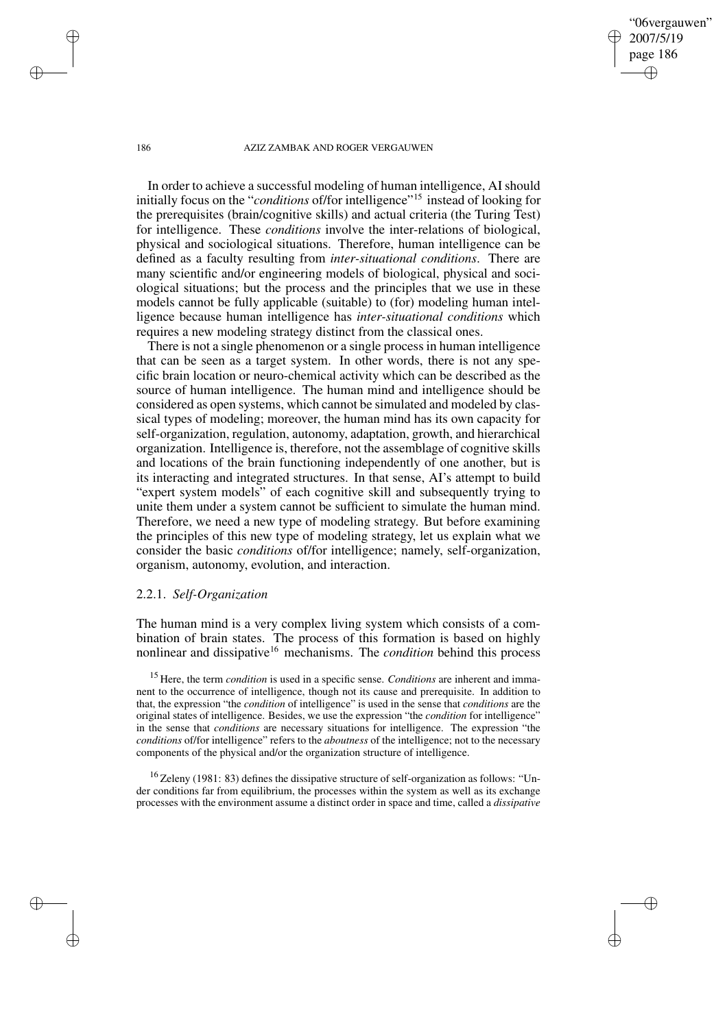In order to achieve a successful modeling of human intelligence, AI should initially focus on the "*conditions* of/for intelligence"[15] instead of looking for the prerequisites (brain/cognitive skills) and actual criteria (the Turing Test) for intelligence. These *conditions* involve the inter-relations of biological, physical and sociological situations. Therefore, human intelligence can be defined as a faculty resulting from *inter-situational conditions*. There are many scientific and/or engineering models of biological, physical and sociological situations; but the process and the principles that we use in these models cannot be fully applicable (suitable) to (for) modeling human intelligence because human intelligence has *inter-situational conditions* which requires a new modeling strategy distinct from the classical ones.

There is not a single phenomenon or a single process in human intelligence that can be seen as a target system. In other words, there is not any specific brain location or neuro-chemical activity which can be described as the source of human intelligence. The human mind and intelligence should be considered as open systems, which cannot be simulated and modeled by classical types of modeling; moreover, the human mind has its own capacity for self-organization, regulation, autonomy, adaptation, growth, and hierarchical organization. Intelligence is, therefore, not the assemblage of cognitive skills and locations of the brain functioning independently of one another, but is its interacting and integrated structures. In that sense, AI's attempt to build "expert system models" of each cognitive skill and subsequently trying to unite them under a system cannot be sufficient to simulate the human mind. Therefore, we need a new type of modeling strategy. But before examining the principles of this new type of modeling strategy, let us explain what we consider the basic *conditions* of/for intelligence; namely, self-organization, organism, autonomy, evolution, and interaction.

### 2.2.1. *Self-Organization*

The human mind is a very complex living system which consists of a combination of brain states. The process of this formation is based on highly nonlinear and dissipative[16] mechanisms. The *condition* behind this process

---

[15] Here, the term *condition* is used in a specific sense. *Conditions* are inherent and immanent to the occurrence of intelligence, though not its cause and prerequisite. In addition to that, the expression "the *condition* of intelligence" is used in the sense that *conditions* are the original states of intelligence. Besides, we use the expression "the *condition* for intelligence" in the sense that *conditions* are necessary situations for intelligence. The expression "the *conditions* of/for intelligence" refers to the *aboutness* of the intelligence; not to the necessary components of the physical and/or the organization structure of intelligence.

[16] Zeleny (1981: 83) defines the dissipative structure of self-organization as follows: "Under conditions far from equilibrium, the processes within the system as well as its exchange processes with the environment assume a distinct order in space and time, called a *dissipative*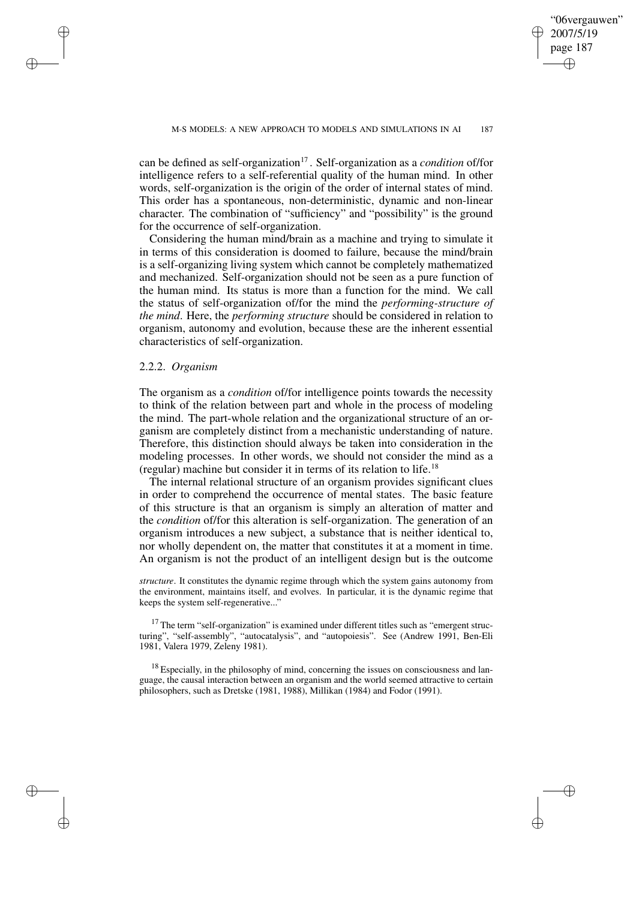can be defined as self-organization[17]. Self-organization as a *condition* of/for intelligence refers to a self-referential quality of the human mind. In other words, self-organization is the origin of the order of internal states of mind. This order has a spontaneous, non-deterministic, dynamic and non-linear character. The combination of "sufficiency" and "possibility" is the ground for the occurrence of self-organization.

Considering the human mind/brain as a machine and trying to simulate it in terms of this consideration is doomed to failure, because the mind/brain is a self-organizing living system which cannot be completely mathematized and mechanized. Self-organization should not be seen as a pure function of the human mind. Its status is more than a function for the mind. We call the status of self-organization of/for the mind the *performing-structure of the mind*. Here, the *performing structure* should be considered in relation to organism, autonomy and evolution, because these are the inherent essential characteristics of self-organization.

### 2.2.2. *Organism*

The organism as a *condition* of/for intelligence points towards the necessity to think of the relation between part and whole in the process of modeling the mind. The part-whole relation and the organizational structure of an organism are completely distinct from a mechanistic understanding of nature. Therefore, this distinction should always be taken into consideration in the modeling processes. In other words, we should not consider the mind as a (regular) machine but consider it in terms of its relation to life.[18]

The internal relational structure of an organism provides significant clues in order to comprehend the occurrence of mental states. The basic feature of this structure is that an organism is simply an alteration of matter and the *condition* of/for this alteration is self-organization. The generation of an organism introduces a new subject, a substance that is neither identical to, nor wholly dependent on, the matter that constitutes it at a moment in time. An organism is not the product of an intelligent design but is the outcome

*structure*. It constitutes the dynamic regime through which the system gains autonomy from the environment, maintains itself, and evolves. In particular, it is the dynamic regime that keeps the system self-regenerative..."

[17] The term "self-organization" is examined under different titles such as "emergent structuring", "self-assembly", "autocatalysis", and "autopoiesis". See (Andrew 1991, Ben-Eli 1981, Valera 1979, Zeleny 1981).

[18] Especially, in the philosophy of mind, concerning the issues on consciousness and language, the causal interaction between an organism and the world seemed attractive to certain philosophers, such as Dretske (1981, 1988), Millikan (1984) and Fodor (1991).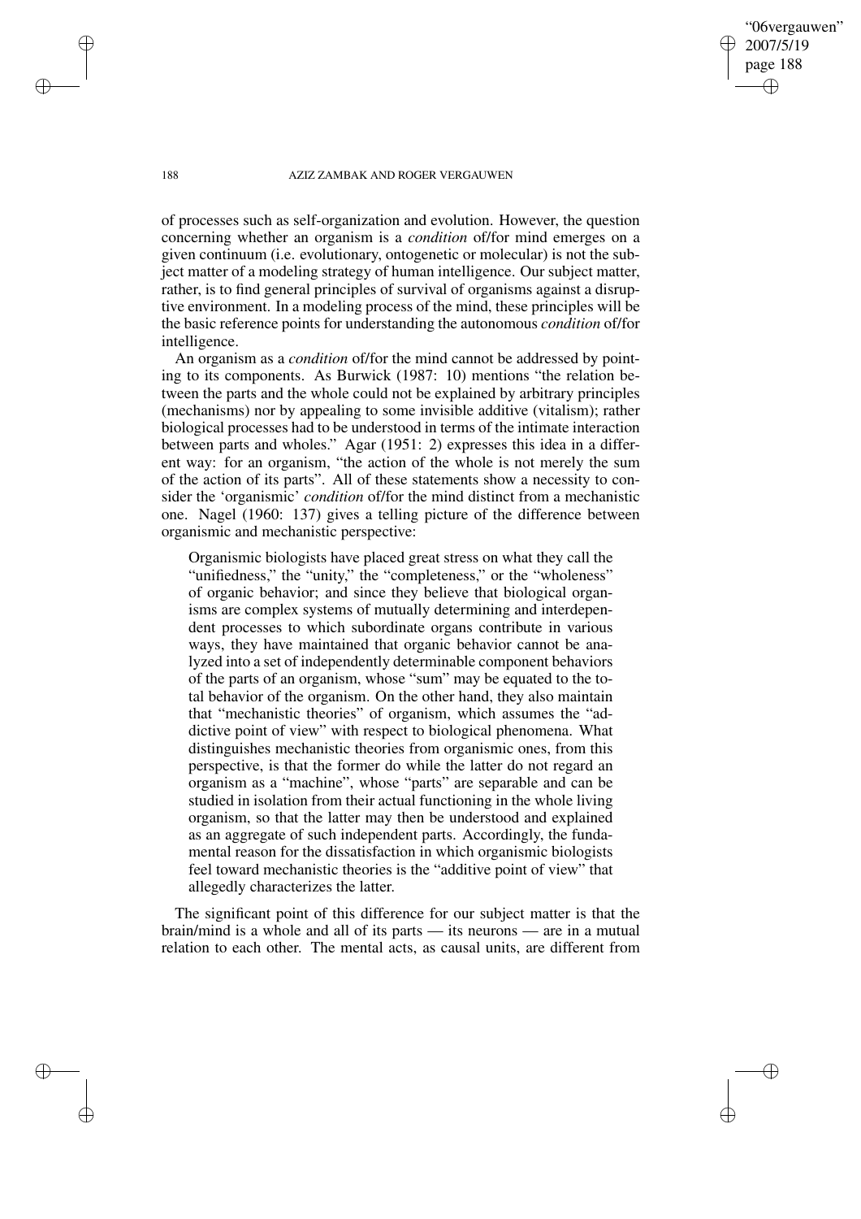of processes such as self-organization and evolution. However, the question concerning whether an organism is a *condition* of/for mind emerges on a given continuum (i.e. evolutionary, ontogenetic or molecular) is not the subject matter of a modeling strategy of human intelligence. Our subject matter, rather, is to find general principles of survival of organisms against a disruptive environment. In a modeling process of the mind, these principles will be the basic reference points for understanding the autonomous *condition* of/for intelligence.

An organism as a *condition* of/for the mind cannot be addressed by pointing to its components. As Burwick (1987: 10) mentions "the relation between the parts and the whole could not be explained by arbitrary principles (mechanisms) nor by appealing to some invisible additive (vitalism); rather biological processes had to be understood in terms of the intimate interaction between parts and wholes." Agar (1951: 2) expresses this idea in a different way: for an organism, "the action of the whole is not merely the sum of the action of its parts". All of these statements show a necessity to consider the 'organismic' *condition* of/for the mind distinct from a mechanistic one. Nagel (1960: 137) gives a telling picture of the difference between organismic and mechanistic perspective:

> Organismic biologists have placed great stress on what they call the "unifiedness," the "unity," the "completeness," or the "wholeness" of organic behavior; and since they believe that biological organisms are complex systems of mutually determining and interdependent processes to which subordinate organs contribute in various ways, they have maintained that organic behavior cannot be analyzed into a set of independently determinable component behaviors of the parts of an organism, whose "sum" may be equated to the total behavior of the organism. On the other hand, they also maintain that "mechanistic theories" of organism, which assumes the "addictive point of view" with respect to biological phenomena. What distinguishes mechanistic theories from organismic ones, from this perspective, is that the former do while the latter do not regard an organism as a "machine", whose "parts" are separable and can be studied in isolation from their actual functioning in the whole living organism, so that the latter may then be understood and explained as an aggregate of such independent parts. Accordingly, the fundamental reason for the dissatisfaction in which organismic biologists feel toward mechanistic theories is the "additive point of view" that allegedly characterizes the latter.

The significant point of this difference for our subject matter is that the brain/mind is a whole and all of its parts — its neurons — are in a mutual relation to each other. The mental acts, as causal units, are different from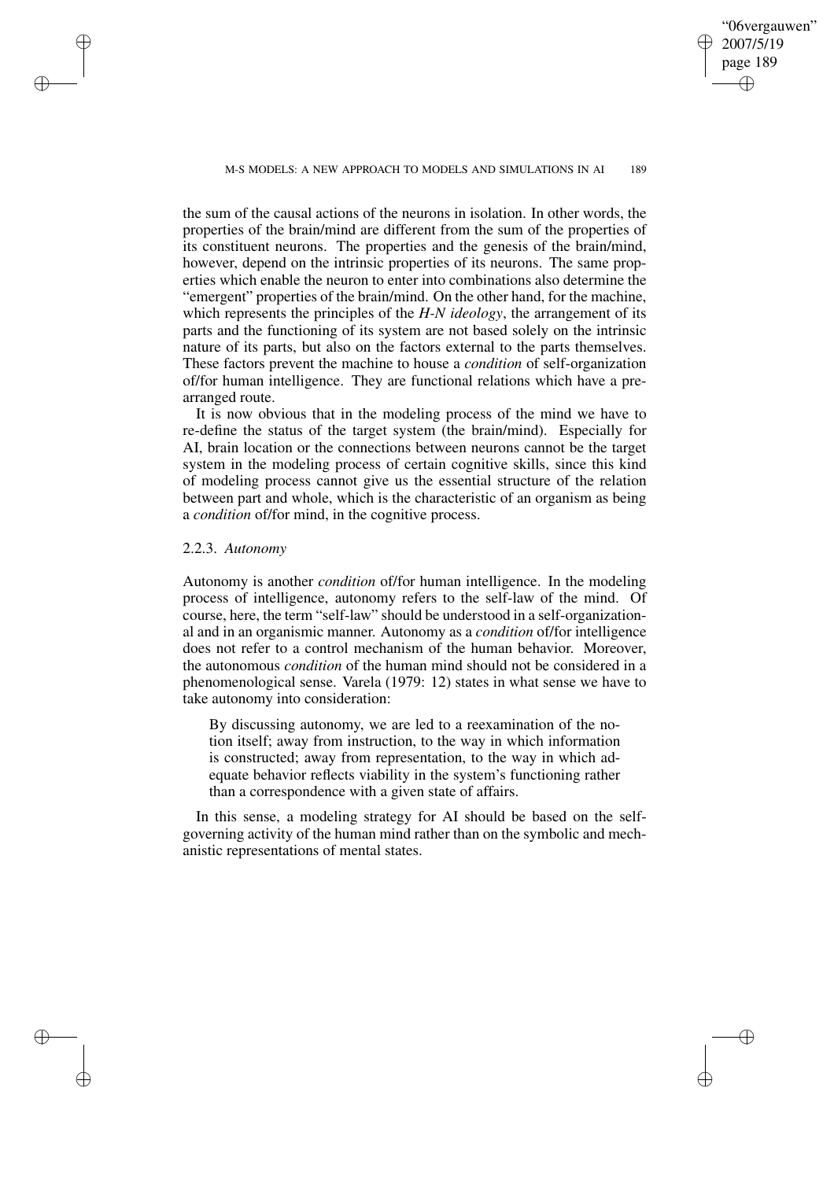the sum of the causal actions of the neurons in isolation. In other words, the properties of the brain/mind are different from the sum of the properties of its constituent neurons. The properties and the genesis of the brain/mind, however, depend on the intrinsic properties of its neurons. The same properties which enable the neuron to enter into combinations also determine the "emergent" properties of the brain/mind. On the other hand, for the machine, which represents the principles of the *H-N ideology*, the arrangement of its parts and the functioning of its system are not based solely on the intrinsic nature of its parts, but also on the factors external to the parts themselves. These factors prevent the machine to house a *condition* of self-organization of/for human intelligence. They are functional relations which have a prearranged route.

It is now obvious that in the modeling process of the mind we have to re-define the status of the target system (the brain/mind). Especially for AI, brain location or the connections between neurons cannot be the target system in the modeling process of certain cognitive skills, since this kind of modeling process cannot give us the essential structure of the relation between part and whole, which is the characteristic of an organism as being a *condition* of/for mind, in the cognitive process.

### 2.2.3. *Autonomy*

Autonomy is another *condition* of/for human intelligence. In the modeling process of intelligence, autonomy refers to the self-law of the mind. Of course, here, the term "self-law" should be understood in a self-organizational and in an organismic manner. Autonomy as a *condition* of/for intelligence does not refer to a control mechanism of the human behavior. Moreover, the autonomous *condition* of the human mind should not be considered in a phenomenological sense. Varela (1979: 12) states in what sense we have to take autonomy into consideration:

> By discussing autonomy, we are led to a reexamination of the notion itself; away from instruction, to the way in which information is constructed; away from representation, to the way in which adequate behavior reflects viability in the system's functioning rather than a correspondence with a given state of affairs.

In this sense, a modeling strategy for AI should be based on the self-governing activity of the human mind rather than on the symbolic and mechanistic representations of mental states.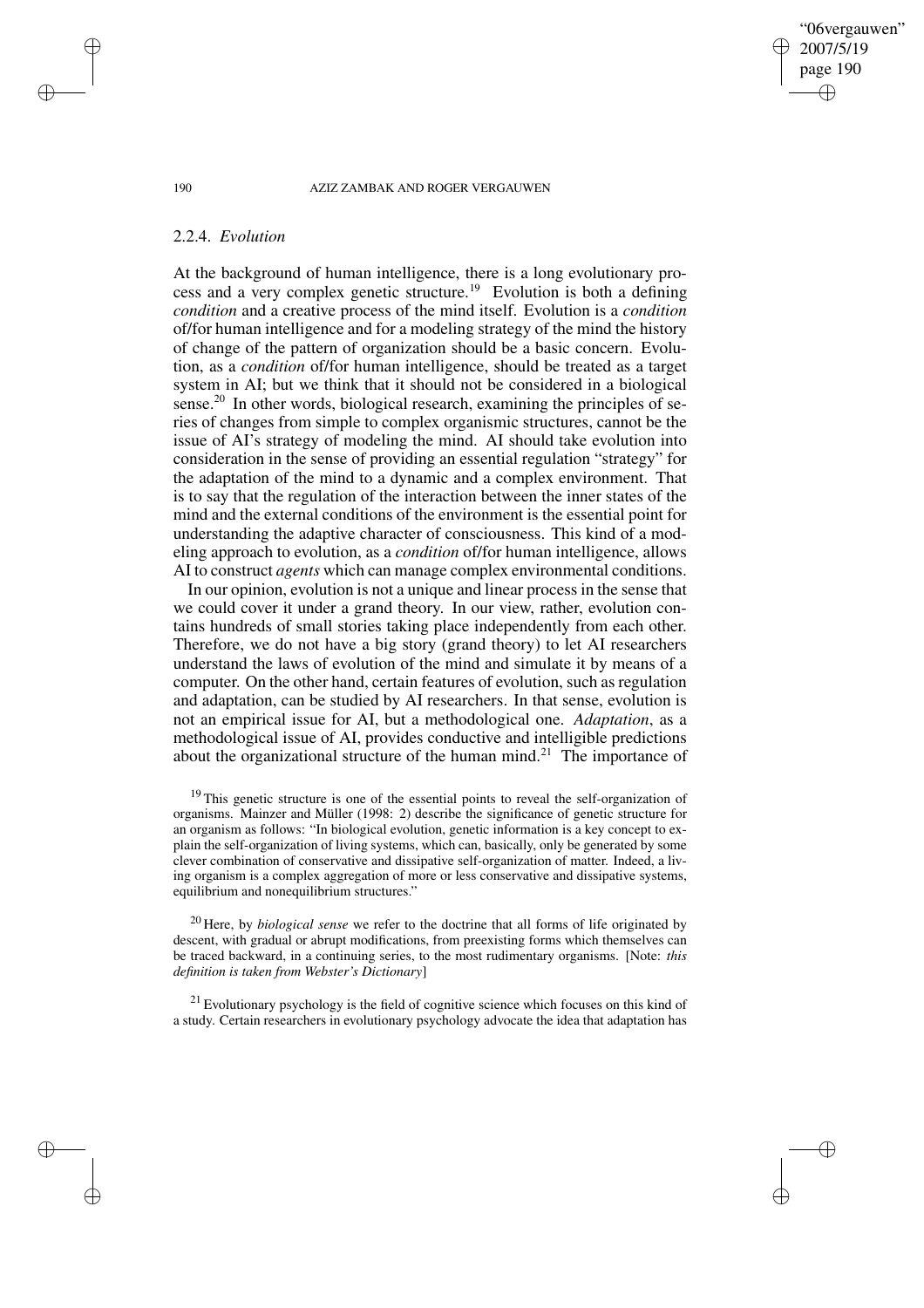### 2.2.4. *Evolution*

At the background of human intelligence, there is a long evolutionary process and a very complex genetic structure.[19] Evolution is both a defining *condition* and a creative process of the mind itself. Evolution is a *condition* of/for human intelligence and for a modeling strategy of the mind the history of change of the pattern of organization should be a basic concern. Evolution, as a *condition* of/for human intelligence, should be treated as a target system in AI; but we think that it should not be considered in a biological sense.[20] In other words, biological research, examining the principles of series of changes from simple to complex organismic structures, cannot be the issue of AI's strategy of modeling the mind. AI should take evolution into consideration in the sense of providing an essential regulation "strategy" for the adaptation of the mind to a dynamic and a complex environment. That is to say that the regulation of the interaction between the inner states of the mind and the external conditions of the environment is the essential point for understanding the adaptive character of consciousness. This kind of a modeling approach to evolution, as a *condition* of/for human intelligence, allows AI to construct *agents* which can manage complex environmental conditions.

In our opinion, evolution is not a unique and linear process in the sense that we could cover it under a grand theory. In our view, rather, evolution contains hundreds of small stories taking place independently from each other. Therefore, we do not have a big story (grand theory) to let AI researchers understand the laws of evolution of the mind and simulate it by means of a computer. On the other hand, certain features of evolution, such as regulation and adaptation, can be studied by AI researchers. In that sense, evolution is not an empirical issue for AI, but a methodological one. *Adaptation*, as a methodological issue of AI, provides conductive and intelligible predictions about the organizational structure of the human mind.[21] The importance of

---

[19] This genetic structure is one of the essential points to reveal the self-organization of organisms. Mainzer and Müller (1998: 2) describe the significance of genetic structure for an organism as follows: "In biological evolution, genetic information is a key concept to explain the self-organization of living systems, which can, basically, only be generated by some clever combination of conservative and dissipative self-organization of matter. Indeed, a living organism is a complex aggregation of more or less conservative and dissipative systems, equilibrium and nonequilibrium structures."

[20] Here, by *biological sense* we refer to the doctrine that all forms of life originated by descent, with gradual or abrupt modifications, from preexisting forms which themselves can be traced backward, in a continuing series, to the most rudimentary organisms. [Note: *this definition is taken from Webster's Dictionary*]

[21] Evolutionary psychology is the field of cognitive science which focuses on this kind of a study. Certain researchers in evolutionary psychology advocate the idea that adaptation has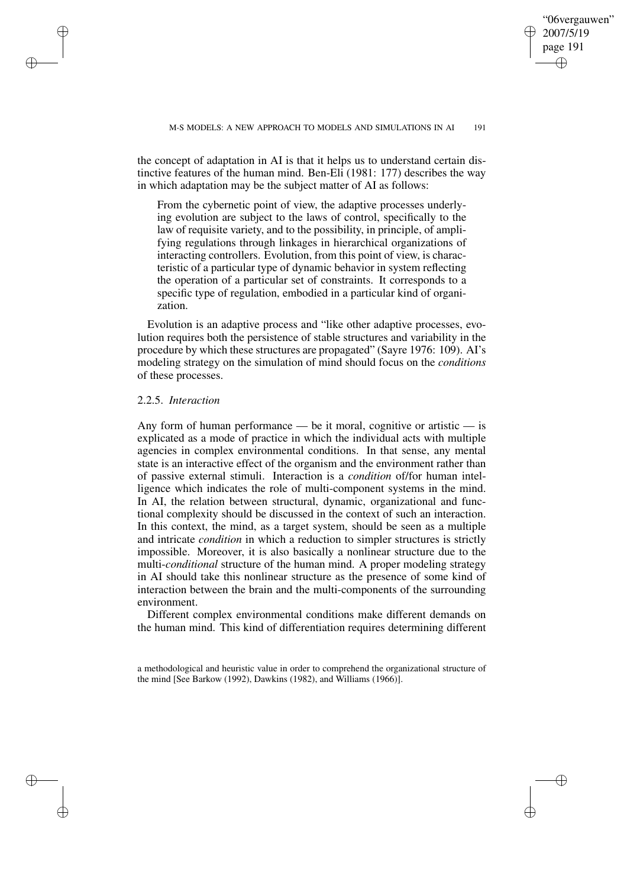the concept of adaptation in AI is that it helps us to understand certain distinctive features of the human mind. Ben-Eli (1981: 177) describes the way in which adaptation may be the subject matter of AI as follows:

> From the cybernetic point of view, the adaptive processes underlying evolution are subject to the laws of control, specifically to the law of requisite variety, and to the possibility, in principle, of amplifying regulations through linkages in hierarchical organizations of interacting controllers. Evolution, from this point of view, is characteristic of a particular type of dynamic behavior in system reflecting the operation of a particular set of constraints. It corresponds to a specific type of regulation, embodied in a particular kind of organization.

Evolution is an adaptive process and "like other adaptive processes, evolution requires both the persistence of stable structures and variability in the procedure by which these structures are propagated" (Sayre 1976: 109). AI's modeling strategy on the simulation of mind should focus on the *conditions* of these processes.

### 2.2.5. *Interaction*

Any form of human performance — be it moral, cognitive or artistic — is explicated as a mode of practice in which the individual acts with multiple agencies in complex environmental conditions. In that sense, any mental state is an interactive effect of the organism and the environment rather than of passive external stimuli. Interaction is a *condition* of/for human intelligence which indicates the role of multi-component systems in the mind. In AI, the relation between structural, dynamic, organizational and functional complexity should be discussed in the context of such an interaction. In this context, the mind, as a target system, should be seen as a multiple and intricate *condition* in which a reduction to simpler structures is strictly impossible. Moreover, it is also basically a nonlinear structure due to the multi-*conditional* structure of the human mind. A proper modeling strategy in AI should take this nonlinear structure as the presence of some kind of interaction between the brain and the multi-components of the surrounding environment.

Different complex environmental conditions make different demands on the human mind. This kind of differentiation requires determining different

a methodological and heuristic value in order to comprehend the organizational structure of the mind [See Barkow (1992), Dawkins (1982), and Williams (1966)].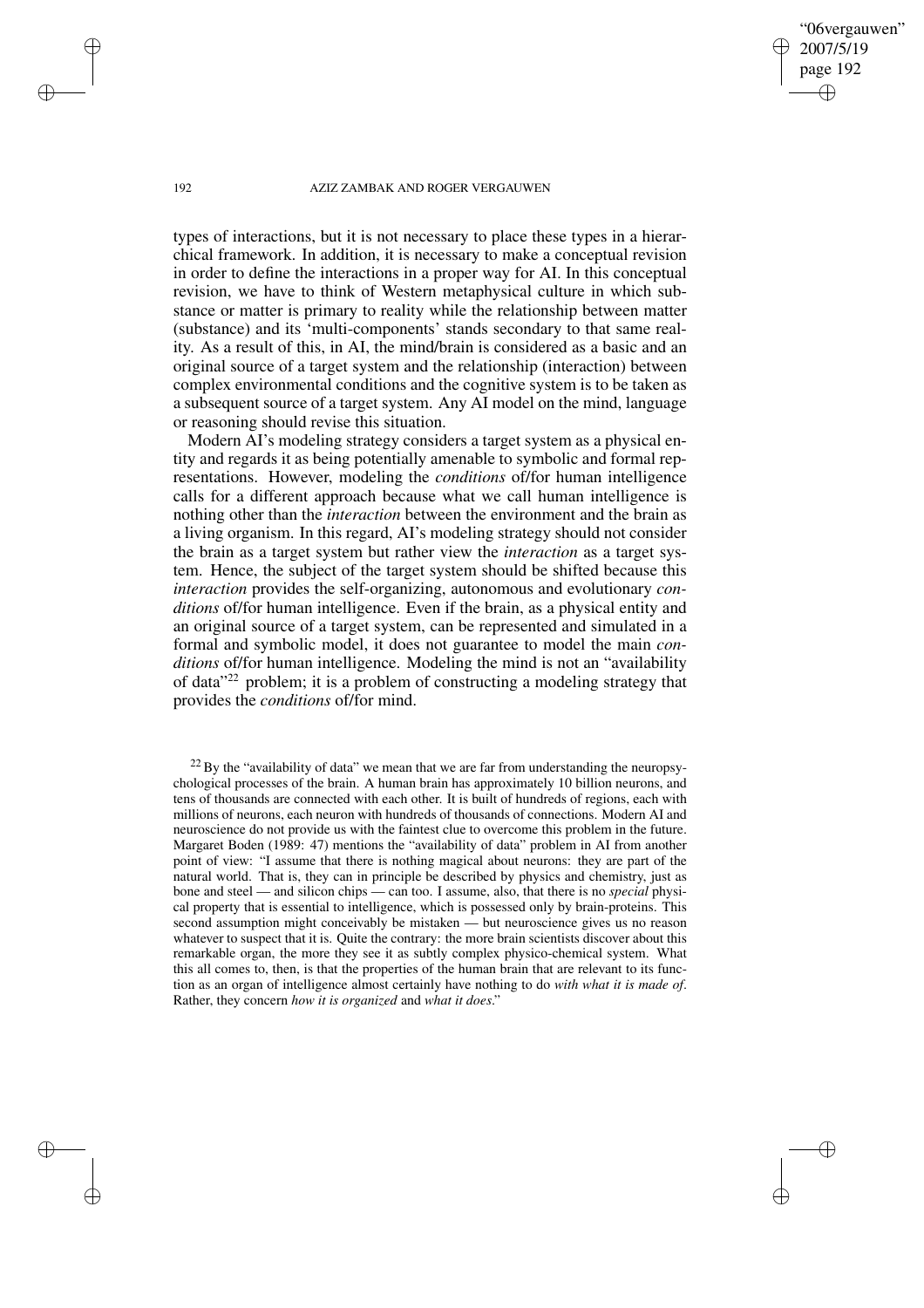types of interactions, but it is not necessary to place these types in a hierarchical framework. In addition, it is necessary to make a conceptual revision in order to define the interactions in a proper way for AI. In this conceptual revision, we have to think of Western metaphysical culture in which substance or matter is primary to reality while the relationship between matter (substance) and its 'multi-components' stands secondary to that same reality. As a result of this, in AI, the mind/brain is considered as a basic and an original source of a target system and the relationship (interaction) between complex environmental conditions and the cognitive system is to be taken as a subsequent source of a target system. Any AI model on the mind, language or reasoning should revise this situation.

Modern AI's modeling strategy considers a target system as a physical entity and regards it as being potentially amenable to symbolic and formal representations. However, modeling the *conditions* of/for human intelligence calls for a different approach because what we call human intelligence is nothing other than the *interaction* between the environment and the brain as a living organism. In this regard, AI's modeling strategy should not consider the brain as a target system but rather view the *interaction* as a target system. Hence, the subject of the target system should be shifted because this *interaction* provides the self-organizing, autonomous and evolutionary *conditions* of/for human intelligence. Even if the brain, as a physical entity and an original source of a target system, can be represented and simulated in a formal and symbolic model, it does not guarantee to model the main *conditions* of/for human intelligence. Modeling the mind is not an "availability of data"[22] problem; it is a problem of constructing a modeling strategy that provides the *conditions* of/for mind.

[22] By the "availability of data" we mean that we are far from understanding the neuropsychological processes of the brain. A human brain has approximately 10 billion neurons, and tens of thousands are connected with each other. It is built of hundreds of regions, each with millions of neurons, each neuron with hundreds of thousands of connections. Modern AI and neuroscience do not provide us with the faintest clue to overcome this problem in the future. Margaret Boden (1989: 47) mentions the "availability of data" problem in AI from another point of view: "I assume that there is nothing magical about neurons: they are part of the natural world. That is, they can in principle be described by physics and chemistry, just as bone and steel — and silicon chips — can too. I assume, also, that there is no *special* physical property that is essential to intelligence, which is possessed only by brain-proteins. This second assumption might conceivably be mistaken — but neuroscience gives us no reason whatever to suspect that it is. Quite the contrary: the more brain scientists discover about this remarkable organ, the more they see it as subtly complex physico-chemical system. What this all comes to, then, is that the properties of the human brain that are relevant to its function as an organ of intelligence almost certainly have nothing to do *with what it is made of*. Rather, they concern *how it is organized* and *what it does*."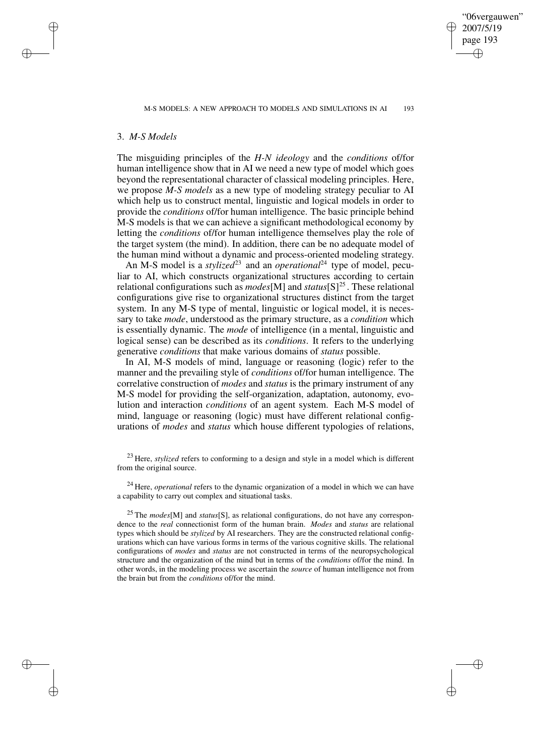### 3. *M-S Models*

The misguiding principles of the *H-N ideology* and the *conditions* of/for human intelligence show that in AI we need a new type of model which goes beyond the representational character of classical modeling principles. Here, we propose *M-S models* as a new type of modeling strategy peculiar to AI which help us to construct mental, linguistic and logical models in order to provide the *conditions* of/for human intelligence. The basic principle behind M-S models is that we can achieve a significant methodological economy by letting the *conditions* of/for human intelligence themselves play the role of the target system (the mind). In addition, there can be no adequate model of the human mind without a dynamic and process-oriented modeling strategy.

An M-S model is a *stylized*[23] and an *operational*[24] type of model, peculiar to AI, which constructs organizational structures according to certain relational configurations such as *modes*[M] and *status*[S][25]. These relational configurations give rise to organizational structures distinct from the target system. In any M-S type of mental, linguistic or logical model, it is necessary to take *mode*, understood as the primary structure, as a *condition* which is essentially dynamic. The *mode* of intelligence (in a mental, linguistic and logical sense) can be described as its *conditions*. It refers to the underlying generative *conditions* that make various domains of *status* possible.

In AI, M-S models of mind, language or reasoning (logic) refer to the manner and the prevailing style of *conditions* of/for human intelligence. The correlative construction of *modes* and *status* is the primary instrument of any M-S model for providing the self-organization, adaptation, autonomy, evolution and interaction *conditions* of an agent system. Each M-S model of mind, language or reasoning (logic) must have different relational configurations of *modes* and *status* which house different typologies of relations,

---

[23] Here, *stylized* refers to conforming to a design and style in a model which is different from the original source.

[24] Here, *operational* refers to the dynamic organization of a model in which we can have a capability to carry out complex and situational tasks.

[25] The *modes*[M] and *status*[S], as relational configurations, do not have any correspondence to the *real* connectionist form of the human brain. *Modes* and *status* are relational types which should be *stylized* by AI researchers. They are the constructed relational configurations which can have various forms in terms of the various cognitive skills. The relational configurations of *modes* and *status* are not constructed in terms of the neuropsychological structure and the organization of the mind but in terms of the *conditions* of/for the mind. In other words, in the modeling process we ascertain the *source* of human intelligence not from the brain but from the *conditions* of/for the mind.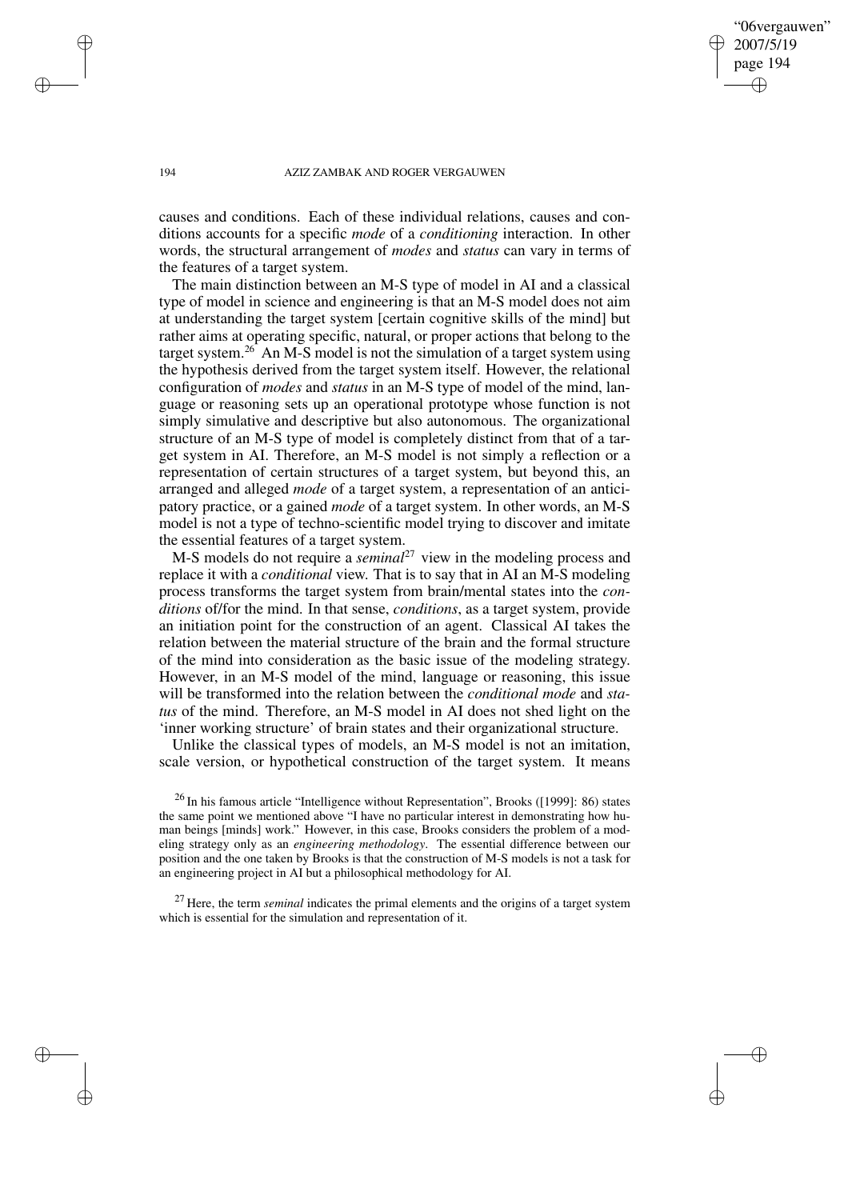causes and conditions. Each of these individual relations, causes and conditions accounts for a specific *mode* of a *conditioning* interaction. In other words, the structural arrangement of *modes* and *status* can vary in terms of the features of a target system.

The main distinction between an M-S type of model in AI and a classical type of model in science and engineering is that an M-S model does not aim at understanding the target system [certain cognitive skills of the mind] but rather aims at operating specific, natural, or proper actions that belong to the target system.[26] An M-S model is not the simulation of a target system using the hypothesis derived from the target system itself. However, the relational configuration of *modes* and *status* in an M-S type of model of the mind, language or reasoning sets up an operational prototype whose function is not simply simulative and descriptive but also autonomous. The organizational structure of an M-S type of model is completely distinct from that of a target system in AI. Therefore, an M-S model is not simply a reflection or a representation of certain structures of a target system, but beyond this, an arranged and alleged *mode* of a target system, a representation of an anticipatory practice, or a gained *mode* of a target system. In other words, an M-S model is not a type of techno-scientific model trying to discover and imitate the essential features of a target system.

M-S models do not require a *seminal*[27] view in the modeling process and replace it with a *conditional* view. That is to say that in AI an M-S modeling process transforms the target system from brain/mental states into the *conditions* of/for the mind. In that sense, *conditions*, as a target system, provide an initiation point for the construction of an agent. Classical AI takes the relation between the material structure of the brain and the formal structure of the mind into consideration as the basic issue of the modeling strategy. However, in an M-S model of the mind, language or reasoning, this issue will be transformed into the relation between the *conditional mode* and *status* of the mind. Therefore, an M-S model in AI does not shed light on the 'inner working structure' of brain states and their organizational structure.

Unlike the classical types of models, an M-S model is not an imitation, scale version, or hypothetical construction of the target system. It means

[26] In his famous article "Intelligence without Representation", Brooks ([1999]: 86) states the same point we mentioned above "I have no particular interest in demonstrating how human beings [minds] work." However, in this case, Brooks considers the problem of a modeling strategy only as an *engineering methodology*. The essential difference between our position and the one taken by Brooks is that the construction of M-S models is not a task for an engineering project in AI but a philosophical methodology for AI.

[27] Here, the term *seminal* indicates the primal elements and the origins of a target system which is essential for the simulation and representation of it.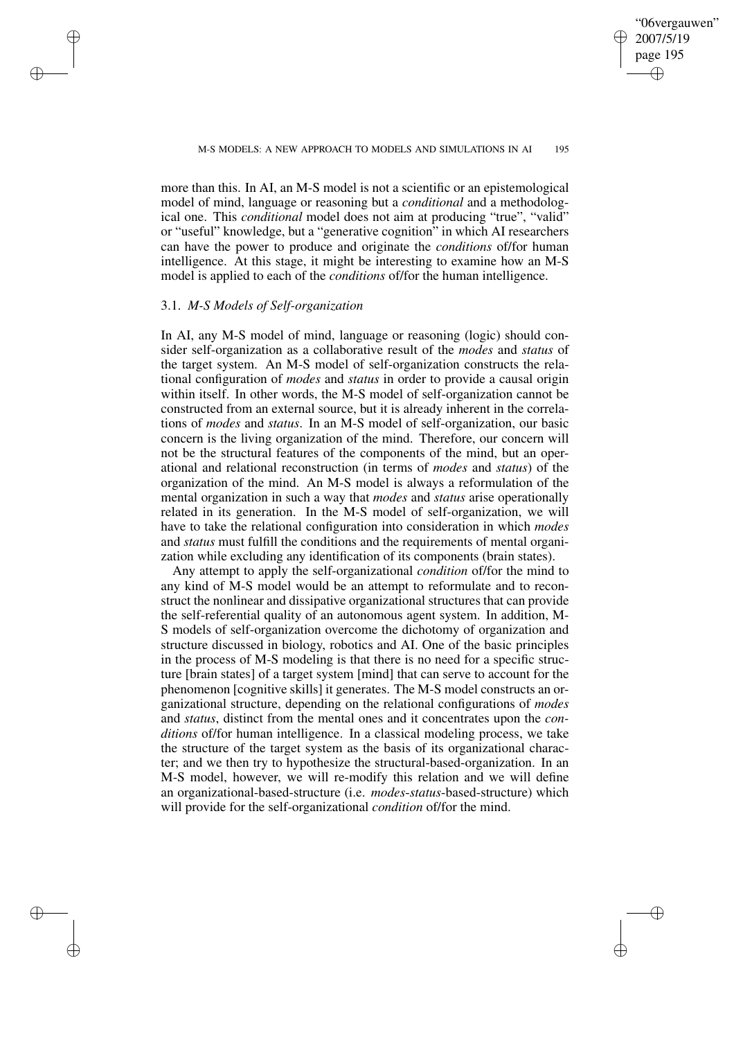more than this. In AI, an M-S model is not a scientific or an epistemological model of mind, language or reasoning but a *conditional* and a methodological one. This *conditional* model does not aim at producing "true", "valid" or "useful" knowledge, but a "generative cognition" in which AI researchers can have the power to produce and originate the *conditions* of/for human intelligence. At this stage, it might be interesting to examine how an M-S model is applied to each of the *conditions* of/for the human intelligence.

### 3.1. *M-S Models of Self-organization*

In AI, any M-S model of mind, language or reasoning (logic) should consider self-organization as a collaborative result of the *modes* and *status* of the target system. An M-S model of self-organization constructs the relational configuration of *modes* and *status* in order to provide a causal origin within itself. In other words, the M-S model of self-organization cannot be constructed from an external source, but it is already inherent in the correlations of *modes* and *status*. In an M-S model of self-organization, our basic concern is the living organization of the mind. Therefore, our concern will not be the structural features of the components of the mind, but an operational and relational reconstruction (in terms of *modes* and *status*) of the organization of the mind. An M-S model is always a reformulation of the mental organization in such a way that *modes* and *status* arise operationally related in its generation. In the M-S model of self-organization, we will have to take the relational configuration into consideration in which *modes* and *status* must fulfill the conditions and the requirements of mental organization while excluding any identification of its components (brain states).

Any attempt to apply the self-organizational *condition* of/for the mind to any kind of M-S model would be an attempt to reformulate and to reconstruct the nonlinear and dissipative organizational structures that can provide the self-referential quality of an autonomous agent system. In addition, M-S models of self-organization overcome the dichotomy of organization and structure discussed in biology, robotics and AI. One of the basic principles in the process of M-S modeling is that there is no need for a specific structure [brain states] of a target system [mind] that can serve to account for the phenomenon [cognitive skills] it generates. The M-S model constructs an organizational structure, depending on the relational configurations of *modes* and *status*, distinct from the mental ones and it concentrates upon the *conditions* of/for human intelligence. In a classical modeling process, we take the structure of the target system as the basis of its organizational character; and we then try to hypothesize the structural-based-organization. In an M-S model, however, we will re-modify this relation and we will define an organizational-based-structure (i.e. *modes*-*status*-based-structure) which will provide for the self-organizational *condition* of/for the mind.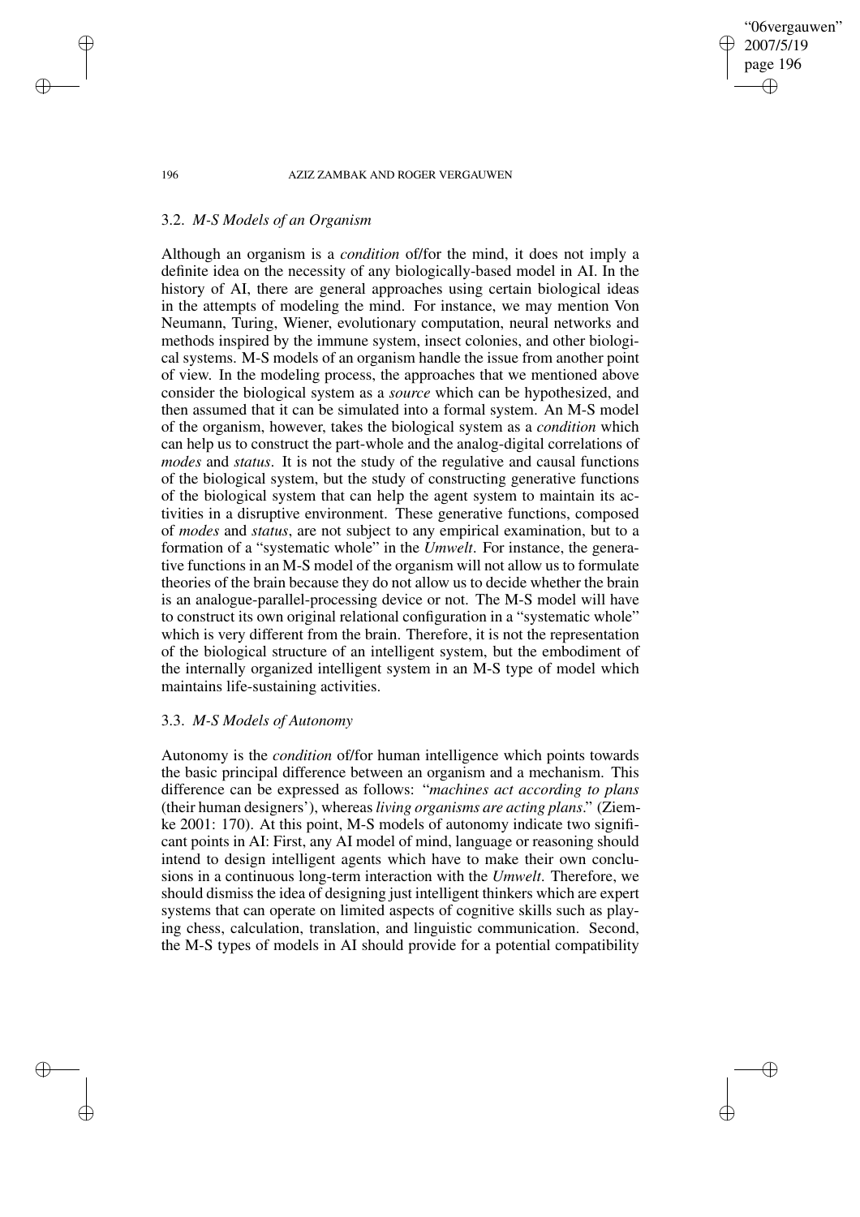### 3.2. *M-S Models of an Organism*

Although an organism is a *condition* of/for the mind, it does not imply a definite idea on the necessity of any biologically-based model in AI. In the history of AI, there are general approaches using certain biological ideas in the attempts of modeling the mind. For instance, we may mention Von Neumann, Turing, Wiener, evolutionary computation, neural networks and methods inspired by the immune system, insect colonies, and other biological systems. M-S models of an organism handle the issue from another point of view. In the modeling process, the approaches that we mentioned above consider the biological system as a *source* which can be hypothesized, and then assumed that it can be simulated into a formal system. An M-S model of the organism, however, takes the biological system as a *condition* which can help us to construct the part-whole and the analog-digital correlations of *modes* and *status*. It is not the study of the regulative and causal functions of the biological system, but the study of constructing generative functions of the biological system that can help the agent system to maintain its activities in a disruptive environment. These generative functions, composed of *modes* and *status*, are not subject to any empirical examination, but to a formation of a "systematic whole" in the *Umwelt*. For instance, the generative functions in an M-S model of the organism will not allow us to formulate theories of the brain because they do not allow us to decide whether the brain is an analogue-parallel-processing device or not. The M-S model will have to construct its own original relational configuration in a "systematic whole" which is very different from the brain. Therefore, it is not the representation of the biological structure of an intelligent system, but the embodiment of the internally organized intelligent system in an M-S type of model which maintains life-sustaining activities.

### 3.3. *M-S Models of Autonomy*

Autonomy is the *condition* of/for human intelligence which points towards the basic principal difference between an organism and a mechanism. This difference can be expressed as follows: "*machines act according to plans* (their human designers'), whereas *living organisms are acting plans*." (Ziemke 2001: 170). At this point, M-S models of autonomy indicate two significant points in AI: First, any AI model of mind, language or reasoning should intend to design intelligent agents which have to make their own conclusions in a continuous long-term interaction with the *Umwelt*. Therefore, we should dismiss the idea of designing just intelligent thinkers which are expert systems that can operate on limited aspects of cognitive skills such as playing chess, calculation, translation, and linguistic communication. Second, the M-S types of models in AI should provide for a potential compatibility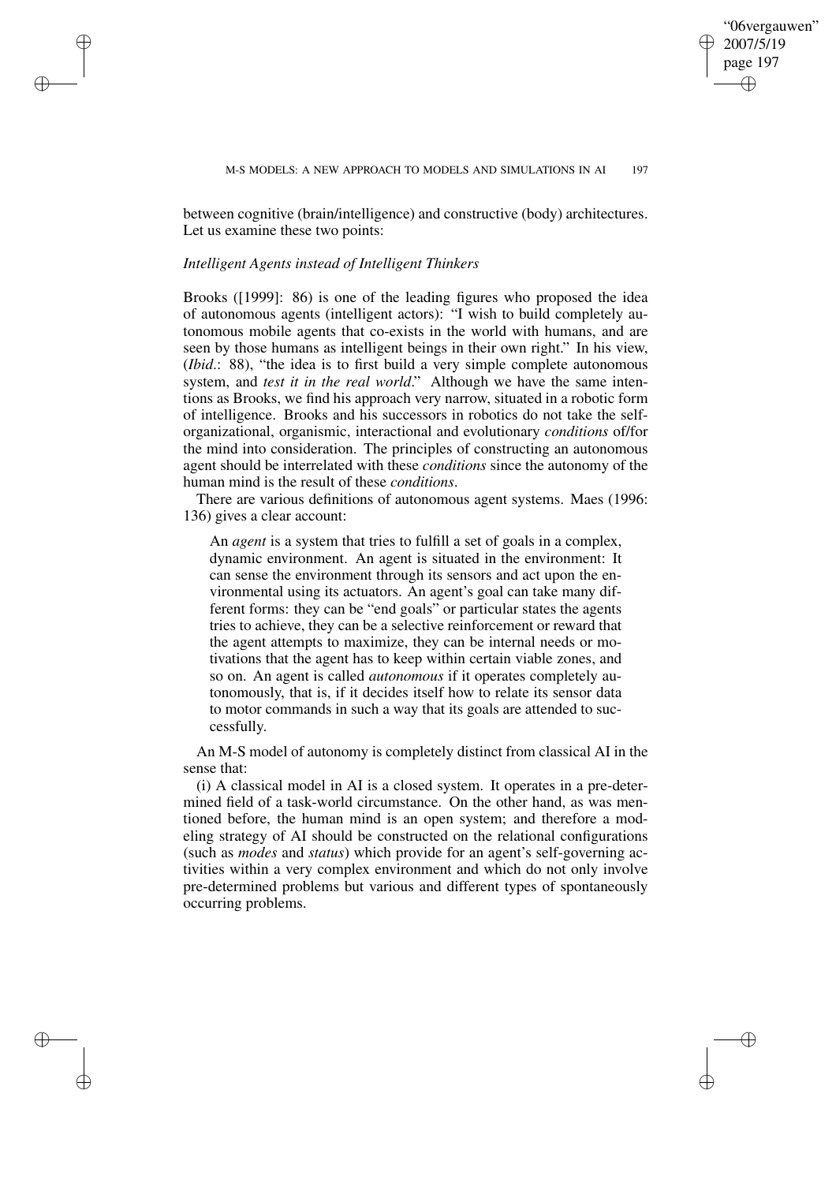between cognitive (brain/intelligence) and constructive (body) architectures. Let us examine these two points:

### *Intelligent Agents instead of Intelligent Thinkers*

Brooks ([1999]: 86) is one of the leading figures who proposed the idea of autonomous agents (intelligent actors): "I wish to build completely autonomous mobile agents that co-exists in the world with humans, and are seen by those humans as intelligent beings in their own right." In his view, (*Ibid*.: 88), "the idea is to first build a very simple complete autonomous system, and *test it in the real world*." Although we have the same intentions as Brooks, we find his approach very narrow, situated in a robotic form of intelligence. Brooks and his successors in robotics do not take the self-organizational, organismic, interactional and evolutionary *conditions* of/for the mind into consideration. The principles of constructing an autonomous agent should be interrelated with these *conditions* since the autonomy of the human mind is the result of these *conditions*.

There are various definitions of autonomous agent systems. Maes (1996: 136) gives a clear account:

> An *agent* is a system that tries to fulfill a set of goals in a complex, dynamic environment. An agent is situated in the environment: It can sense the environment through its sensors and act upon the environmental using its actuators. An agent's goal can take many different forms: they can be "end goals" or particular states the agents tries to achieve, they can be a selective reinforcement or reward that the agent attempts to maximize, they can be internal needs or motivations that the agent has to keep within certain viable zones, and so on. An agent is called *autonomous* if it operates completely autonomously, that is, if it decides itself how to relate its sensor data to motor commands in such a way that its goals are attended to successfully.

An M-S model of autonomy is completely distinct from classical AI in the sense that:

(i) A classical model in AI is a closed system. It operates in a pre-determined field of a task-world circumstance. On the other hand, as was mentioned before, the human mind is an open system; and therefore a modeling strategy of AI should be constructed on the relational configurations (such as *modes* and *status*) which provide for an agent's self-governing activities within a very complex environment and which do not only involve pre-determined problems but various and different types of spontaneously occurring problems.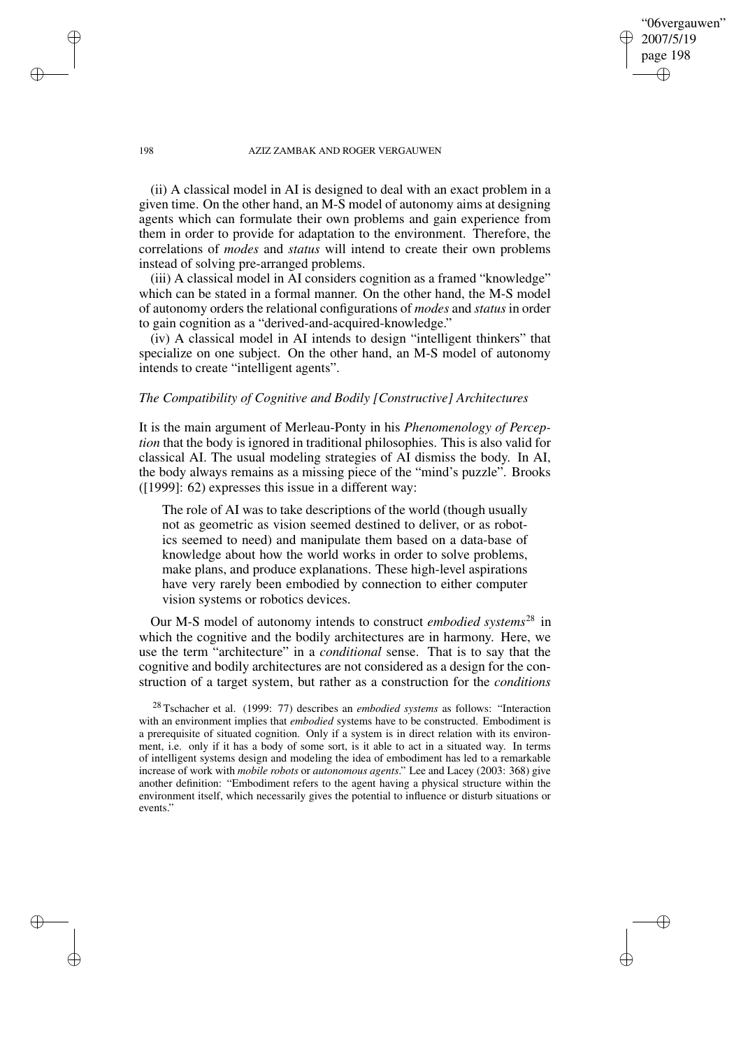(ii) A classical model in AI is designed to deal with an exact problem in a given time. On the other hand, an M-S model of autonomy aims at designing agents which can formulate their own problems and gain experience from them in order to provide for adaptation to the environment. Therefore, the correlations of *modes* and *status* will intend to create their own problems instead of solving pre-arranged problems.

(iii) A classical model in AI considers cognition as a framed "knowledge" which can be stated in a formal manner. On the other hand, the M-S model of autonomy orders the relational configurations of *modes* and *status* in order to gain cognition as a "derived-and-acquired-knowledge."

(iv) A classical model in AI intends to design "intelligent thinkers" that specialize on one subject. On the other hand, an M-S model of autonomy intends to create "intelligent agents".

### *The Compatibility of Cognitive and Bodily [Constructive] Architectures*

It is the main argument of Merleau-Ponty in his *Phenomenology of Perception* that the body is ignored in traditional philosophies. This is also valid for classical AI. The usual modeling strategies of AI dismiss the body. In AI, the body always remains as a missing piece of the "mind's puzzle". Brooks ([1999]: 62) expresses this issue in a different way:

> The role of AI was to take descriptions of the world (though usually not as geometric as vision seemed destined to deliver, or as robotics seemed to need) and manipulate them based on a data-base of knowledge about how the world works in order to solve problems, make plans, and produce explanations. These high-level aspirations have very rarely been embodied by connection to either computer vision systems or robotics devices.

Our M-S model of autonomy intends to construct *embodied systems*[28] in which the cognitive and the bodily architectures are in harmony. Here, we use the term "architecture" in a *conditional* sense. That is to say that the cognitive and bodily architectures are not considered as a design for the construction of a target system, but rather as a construction for the *conditions*

[28] Tschacher et al. (1999: 77) describes an *embodied systems* as follows: "Interaction with an environment implies that *embodied* systems have to be constructed. Embodiment is a prerequisite of situated cognition. Only if a system is in direct relation with its environment, i.e. only if it has a body of some sort, is it able to act in a situated way. In terms of intelligent systems design and modeling the idea of embodiment has led to a remarkable increase of work with *mobile robots* or *autonomous agents*." Lee and Lacey (2003: 368) give another definition: "Embodiment refers to the agent having a physical structure within the environment itself, which necessarily gives the potential to influence or disturb situations or events."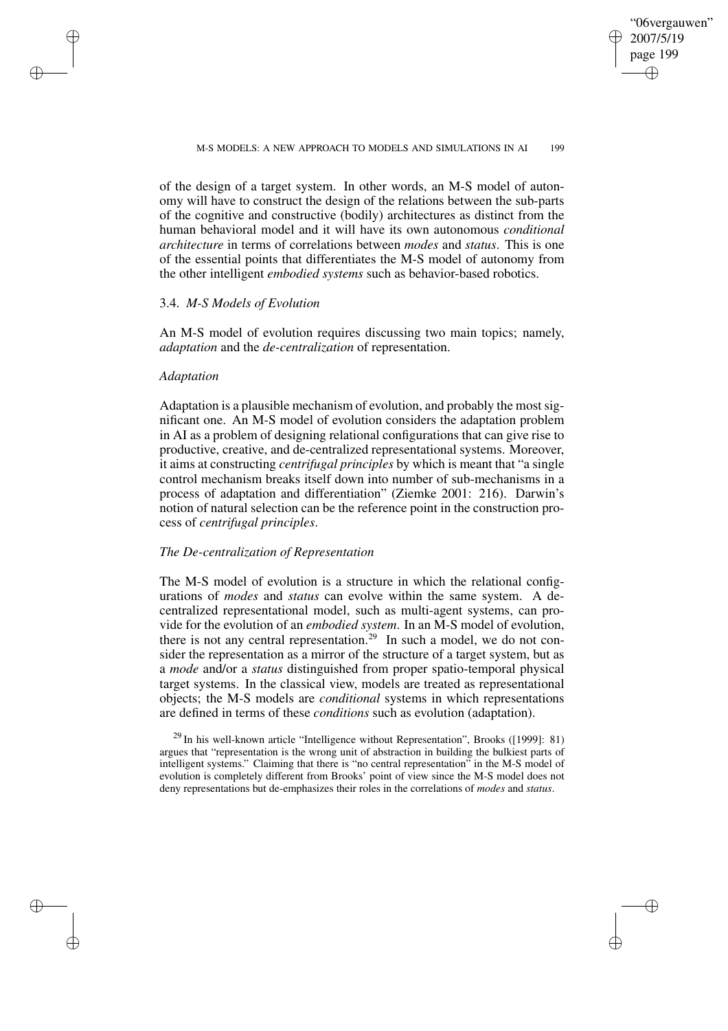of the design of a target system. In other words, an M-S model of autonomy will have to construct the design of the relations between the sub-parts of the cognitive and constructive (bodily) architectures as distinct from the human behavioral model and it will have its own autonomous *conditional architecture* in terms of correlations between *modes* and *status*. This is one of the essential points that differentiates the M-S model of autonomy from the other intelligent *embodied systems* such as behavior-based robotics.

### 3.4. *M-S Models of Evolution*

An M-S model of evolution requires discussing two main topics; namely, *adaptation* and the *de-centralization* of representation.

#### *Adaptation*

Adaptation is a plausible mechanism of evolution, and probably the most significant one. An M-S model of evolution considers the adaptation problem in AI as a problem of designing relational configurations that can give rise to productive, creative, and de-centralized representational systems. Moreover, it aims at constructing *centrifugal principles* by which is meant that "a single control mechanism breaks itself down into number of sub-mechanisms in a process of adaptation and differentiation" (Ziemke 2001: 216). Darwin's notion of natural selection can be the reference point in the construction process of *centrifugal principles*.

#### *The De-centralization of Representation*

The M-S model of evolution is a structure in which the relational configurations of *modes* and *status* can evolve within the same system. A decentralized representational model, such as multi-agent systems, can provide for the evolution of an *embodied system*. In an M-S model of evolution, there is not any central representation.[29] In such a model, we do not consider the representation as a mirror of the structure of a target system, but as a *mode* and/or a *status* distinguished from proper spatio-temporal physical target systems. In the classical view, models are treated as representational objects; the M-S models are *conditional* systems in which representations are defined in terms of these *conditions* such as evolution (adaptation).

[29] In his well-known article "Intelligence without Representation", Brooks ([1999]: 81) argues that "representation is the wrong unit of abstraction in building the bulkiest parts of intelligent systems." Claiming that there is "no central representation" in the M-S model of evolution is completely different from Brooks' point of view since the M-S model does not deny representations but de-emphasizes their roles in the correlations of *modes* and *status*.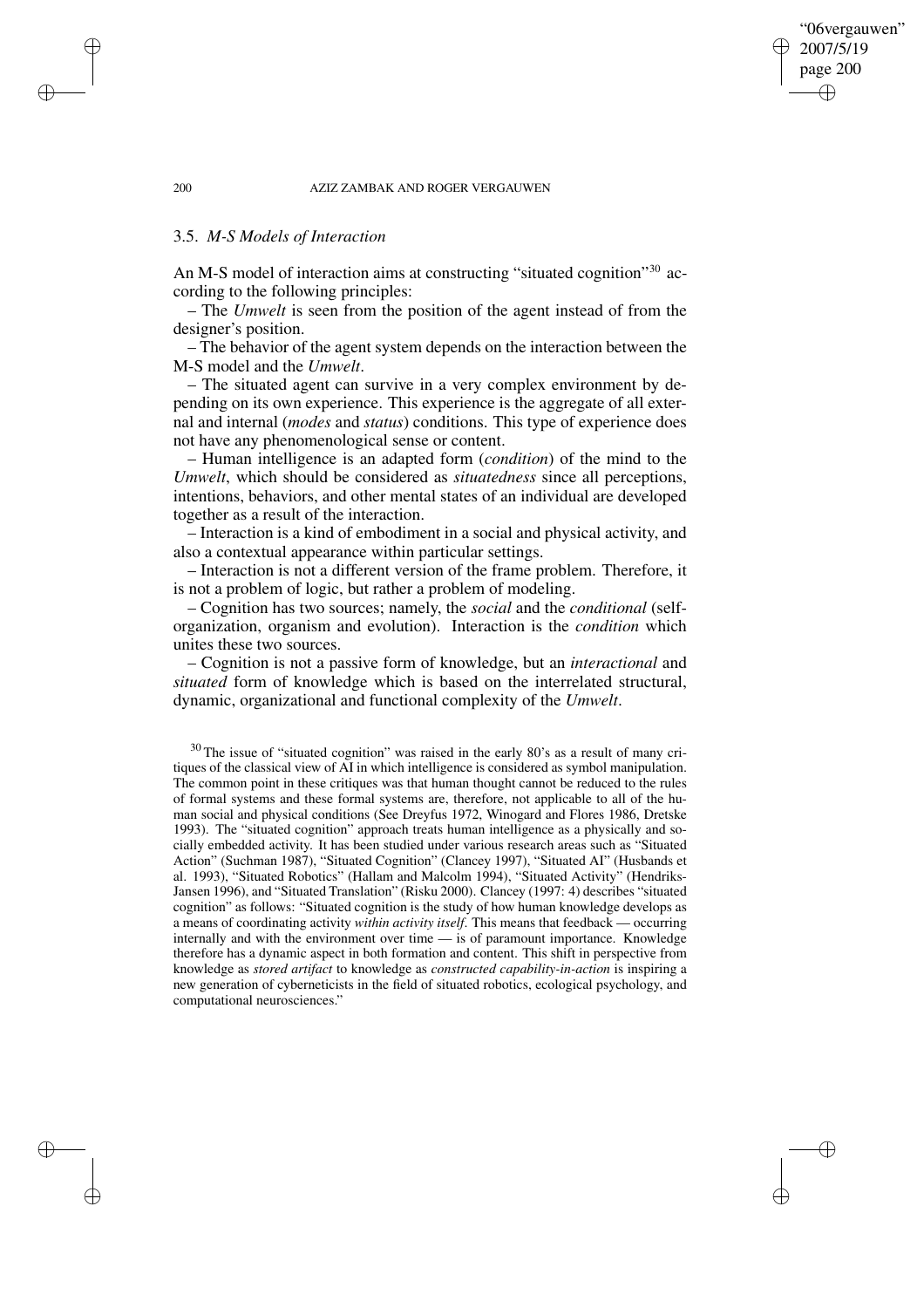### 3.5. *M-S Models of Interaction*

An M-S model of interaction aims at constructing "situated cognition"[30] according to the following principles:

– The *Umwelt* is seen from the position of the agent instead of from the designer's position.

– The behavior of the agent system depends on the interaction between the M-S model and the *Umwelt*.

– The situated agent can survive in a very complex environment by depending on its own experience. This experience is the aggregate of all external and internal (*modes* and *status*) conditions. This type of experience does not have any phenomenological sense or content.

– Human intelligence is an adapted form (*condition*) of the mind to the *Umwelt*, which should be considered as *situatedness* since all perceptions, intentions, behaviors, and other mental states of an individual are developed together as a result of the interaction.

– Interaction is a kind of embodiment in a social and physical activity, and also a contextual appearance within particular settings.

– Interaction is not a different version of the frame problem. Therefore, it is not a problem of logic, but rather a problem of modeling.

– Cognition has two sources; namely, the *social* and the *conditional* (self-organization, organism and evolution). Interaction is the *condition* which unites these two sources.

– Cognition is not a passive form of knowledge, but an *interactional* and *situated* form of knowledge which is based on the interrelated structural, dynamic, organizational and functional complexity of the *Umwelt*.

[30] The issue of "situated cognition" was raised in the early 80's as a result of many critiques of the classical view of AI in which intelligence is considered as symbol manipulation. The common point in these critiques was that human thought cannot be reduced to the rules of formal systems and these formal systems are, therefore, not applicable to all of the human social and physical conditions (See Dreyfus 1972, Winogard and Flores 1986, Dretske 1993). The "situated cognition" approach treats human intelligence as a physically and socially embedded activity. It has been studied under various research areas such as "Situated Action" (Suchman 1987), "Situated Cognition" (Clancey 1997), "Situated AI" (Husbands et al. 1993), "Situated Robotics" (Hallam and Malcolm 1994), "Situated Activity" (Hendriks-Jansen 1996), and "Situated Translation" (Risku 2000). Clancey (1997: 4) describes "situated cognition" as follows: "Situated cognition is the study of how human knowledge develops as a means of coordinating activity *within activity itself*. This means that feedback — occurring internally and with the environment over time — is of paramount importance. Knowledge therefore has a dynamic aspect in both formation and content. This shift in perspective from knowledge as *stored artifact* to knowledge as *constructed capability-in-action* is inspiring a new generation of cyberneticists in the field of situated robotics, ecological psychology, and computational neurosciences."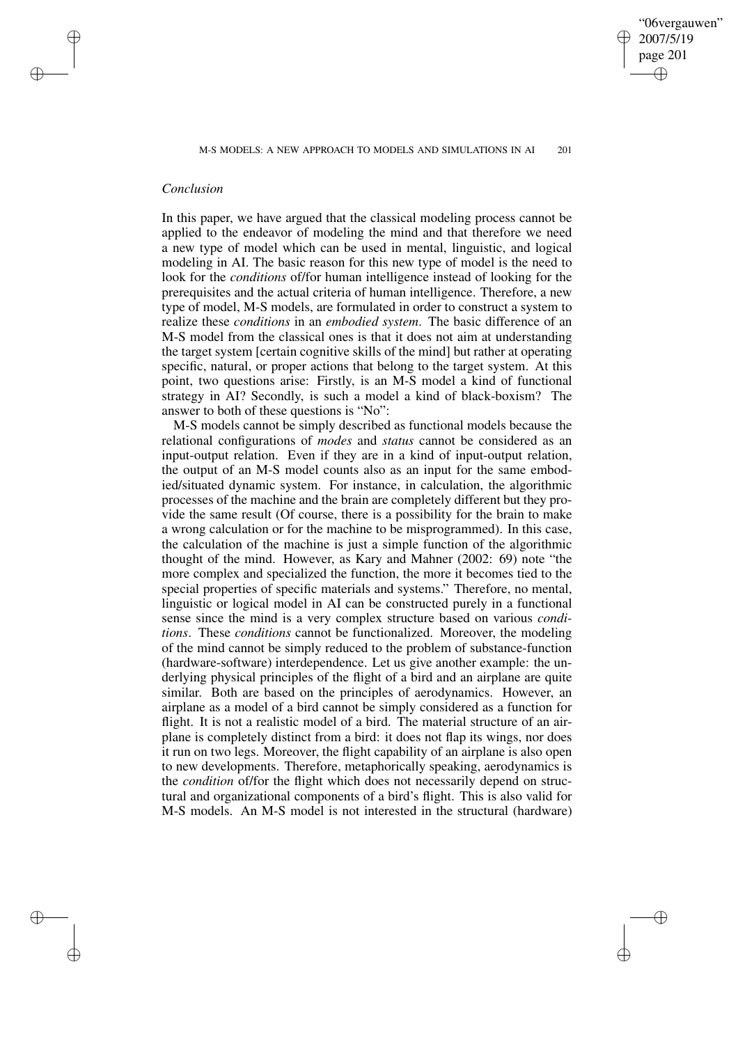*Conclusion*

In this paper, we have argued that the classical modeling process cannot be applied to the endeavor of modeling the mind and that therefore we need a new type of model which can be used in mental, linguistic, and logical modeling in AI. The basic reason for this new type of model is the need to look for the *conditions* of/for human intelligence instead of looking for the prerequisites and the actual criteria of human intelligence. Therefore, a new type of model, M-S models, are formulated in order to construct a system to realize these *conditions* in an *embodied system*. The basic difference of an M-S model from the classical ones is that it does not aim at understanding the target system [certain cognitive skills of the mind] but rather at operating specific, natural, or proper actions that belong to the target system. At this point, two questions arise: Firstly, is an M-S model a kind of functional strategy in AI? Secondly, is such a model a kind of black-boxism? The answer to both of these questions is "No":

M-S models cannot be simply described as functional models because the relational configurations of *modes* and *status* cannot be considered as an input-output relation. Even if they are in a kind of input-output relation, the output of an M-S model counts also as an input for the same embodied/situated dynamic system. For instance, in calculation, the algorithmic processes of the machine and the brain are completely different but they provide the same result (Of course, there is a possibility for the brain to make a wrong calculation or for the machine to be misprogrammed). In this case, the calculation of the machine is just a simple function of the algorithmic thought of the mind. However, as Kary and Mahner (2002: 69) note "the more complex and specialized the function, the more it becomes tied to the special properties of specific materials and systems." Therefore, no mental, linguistic or logical model in AI can be constructed purely in a functional sense since the mind is a very complex structure based on various *conditions*. These *conditions* cannot be functionalized. Moreover, the modeling of the mind cannot be simply reduced to the problem of substance-function (hardware-software) interdependence. Let us give another example: the underlying physical principles of the flight of a bird and an airplane are quite similar. Both are based on the principles of aerodynamics. However, an airplane as a model of a bird cannot be simply considered as a function for flight. It is not a realistic model of a bird. The material structure of an airplane is completely distinct from a bird: it does not flap its wings, nor does it run on two legs. Moreover, the flight capability of an airplane is also open to new developments. Therefore, metaphorically speaking, aerodynamics is the *condition* of/for the flight which does not necessarily depend on structural and organizational components of a bird's flight. This is also valid for M-S models. An M-S model is not interested in the structural (hardware)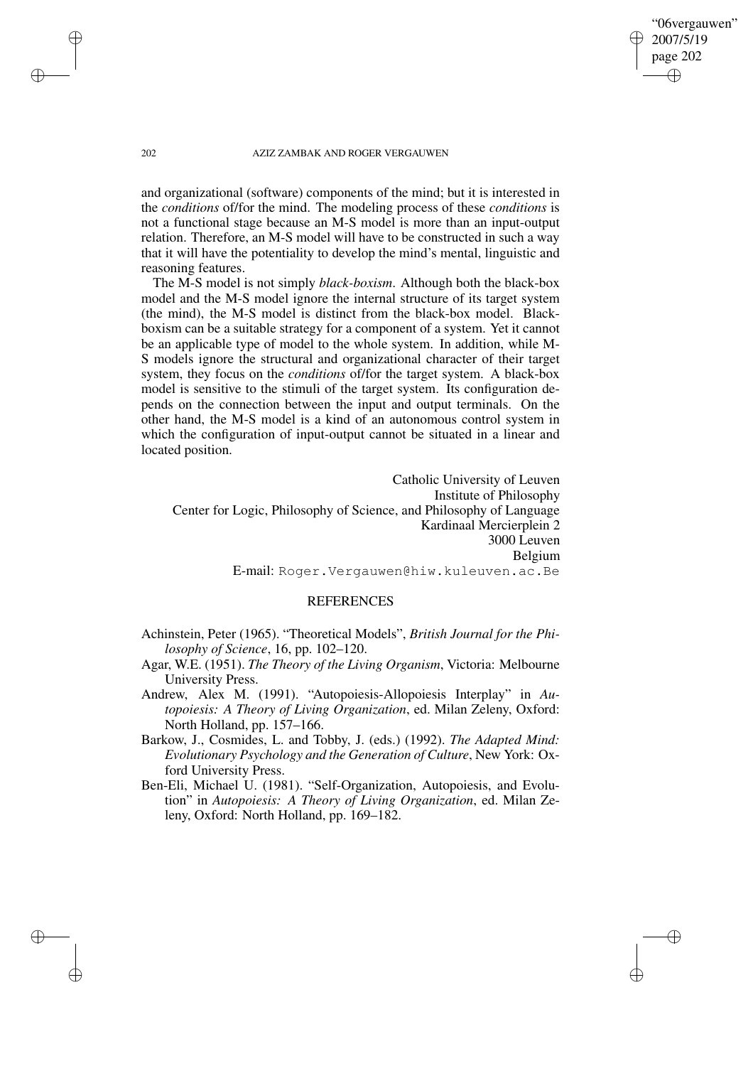and organizational (software) components of the mind; but it is interested in the *conditions* of/for the mind. The modeling process of these *conditions* is not a functional stage because an M-S model is more than an input-output relation. Therefore, an M-S model will have to be constructed in such a way that it will have the potentiality to develop the mind's mental, linguistic and reasoning features.

The M-S model is not simply *black-boxism*. Although both the black-box model and the M-S model ignore the internal structure of its target system (the mind), the M-S model is distinct from the black-box model. Black-boxism can be a suitable strategy for a component of a system. Yet it cannot be an applicable type of model to the whole system. In addition, while M-S models ignore the structural and organizational character of their target system, they focus on the *conditions* of/for the target system. A black-box model is sensitive to the stimuli of the target system. Its configuration depends on the connection between the input and output terminals. On the other hand, the M-S model is a kind of an autonomous control system in which the configuration of input-output cannot be situated in a linear and located position.

Catholic University of Leuven
Institute of Philosophy
Center for Logic, Philosophy of Science, and Philosophy of Language
Kardinaal Mercierplein 2
3000 Leuven
Belgium
E-mail: Roger.Vergauwen@hiw.kuleuven.ac.Be

## REFERENCES

Achinstein, Peter (1965). "Theoretical Models", *British Journal for the Philosophy of Science*, 16, pp. 102–120.

Agar, W.E. (1951). *The Theory of the Living Organism*, Victoria: Melbourne University Press.

Andrew, Alex M. (1991). "Autopoiesis-Allopoiesis Interplay" in *Autopoiesis: A Theory of Living Organization*, ed. Milan Zeleny, Oxford: North Holland, pp. 157–166.

Barkow, J., Cosmides, L. and Tobby, J. (eds.) (1992). *The Adapted Mind: Evolutionary Psychology and the Generation of Culture*, New York: Oxford University Press.

Ben-Eli, Michael U. (1981). "Self-Organization, Autopoiesis, and Evolution" in *Autopoiesis: A Theory of Living Organization*, ed. Milan Zeleny, Oxford: North Holland, pp. 169–182.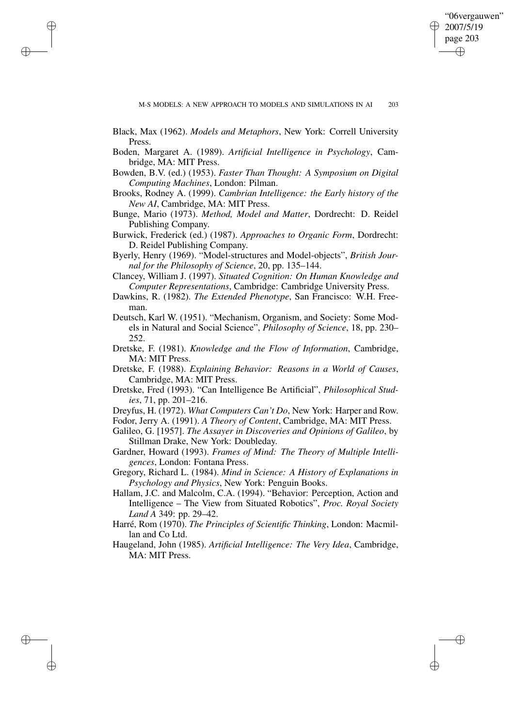Black, Max (1962). *Models and Metaphors*, New York: Correll University Press.

Boden, Margaret A. (1989). *Artificial Intelligence in Psychology*, Cambridge, MA: MIT Press.

Bowden, B.V. (ed.) (1953). *Faster Than Thought: A Symposium on Digital Computing Machines*, London: Pilman.

Brooks, Rodney A. (1999). *Cambrian Intelligence: the Early history of the New AI*, Cambridge, MA: MIT Press.

Bunge, Mario (1973). *Method, Model and Matter*, Dordrecht: D. Reidel Publishing Company.

Burwick, Frederick (ed.) (1987). *Approaches to Organic Form*, Dordrecht: D. Reidel Publishing Company.

Byerly, Henry (1969). "Model-structures and Model-objects", *British Journal for the Philosophy of Science*, 20, pp. 135–144.

Clancey, William J. (1997). *Situated Cognition: On Human Knowledge and Computer Representations*, Cambridge: Cambridge University Press.

Dawkins, R. (1982). *The Extended Phenotype*, San Francisco: W.H. Freeman.

Deutsch, Karl W. (1951). "Mechanism, Organism, and Society: Some Models in Natural and Social Science", *Philosophy of Science*, 18, pp. 230–252.

Dretske, F. (1981). *Knowledge and the Flow of Information*, Cambridge, MA: MIT Press.

Dretske, F. (1988). *Explaining Behavior: Reasons in a World of Causes*, Cambridge, MA: MIT Press.

Dretske, Fred (1993). "Can Intelligence Be Artificial", *Philosophical Studies*, 71, pp. 201–216.

Dreyfus, H. (1972). *What Computers Can't Do*, New York: Harper and Row.

Fodor, Jerry A. (1991). *A Theory of Content*, Cambridge, MA: MIT Press.

Galileo, G. [1957]. *The Assayer in Discoveries and Opinions of Galileo*, by Stillman Drake, New York: Doubleday.

Gardner, Howard (1993). *Frames of Mind: The Theory of Multiple Intelligences*, London: Fontana Press.

Gregory, Richard L. (1984). *Mind in Science: A History of Explanations in Psychology and Physics*, New York: Penguin Books.

Hallam, J.C. and Malcolm, C.A. (1994). "Behavior: Perception, Action and Intelligence – The View from Situated Robotics", *Proc. Royal Society Land A* 349: pp. 29–42.

Harré, Rom (1970). *The Principles of Scientific Thinking*, London: Macmillan and Co Ltd.

Haugeland, John (1985). *Artificial Intelligence: The Very Idea*, Cambridge, MA: MIT Press.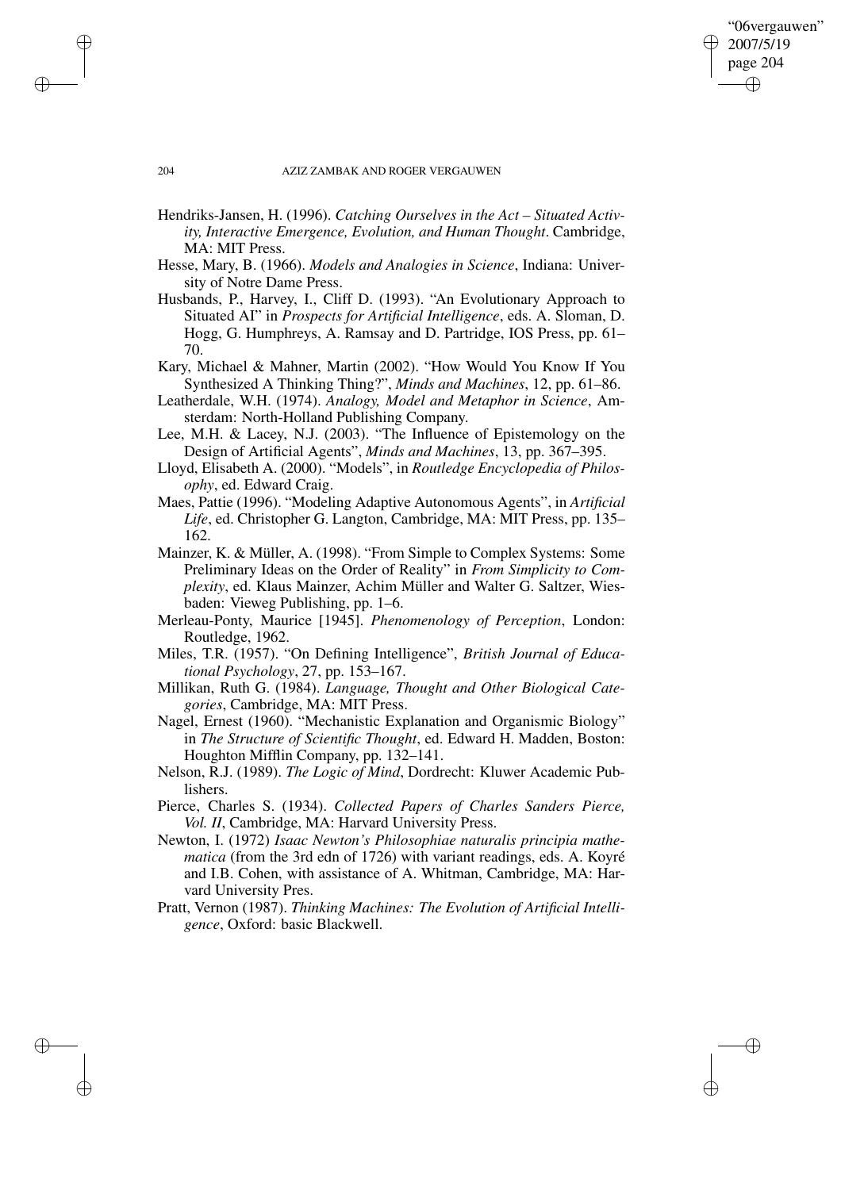Hendriks-Jansen, H. (1996). *Catching Ourselves in the Act – Situated Activity, Interactive Emergence, Evolution, and Human Thought*. Cambridge, MA: MIT Press.

Hesse, Mary, B. (1966). *Models and Analogies in Science*, Indiana: University of Notre Dame Press.

Husbands, P., Harvey, I., Cliff D. (1993). "An Evolutionary Approach to Situated AI" in *Prospects for Artificial Intelligence*, eds. A. Sloman, D. Hogg, G. Humphreys, A. Ramsay and D. Partridge, IOS Press, pp. 61–70.

Kary, Michael & Mahner, Martin (2002). "How Would You Know If You Synthesized A Thinking Thing?", *Minds and Machines*, 12, pp. 61–86.

Leatherdale, W.H. (1974). *Analogy, Model and Metaphor in Science*, Amsterdam: North-Holland Publishing Company.

Lee, M.H. & Lacey, N.J. (2003). "The Influence of Epistemology on the Design of Artificial Agents", *Minds and Machines*, 13, pp. 367–395.

Lloyd, Elisabeth A. (2000). "Models", in *Routledge Encyclopedia of Philosophy*, ed. Edward Craig.

Maes, Pattie (1996). "Modeling Adaptive Autonomous Agents", in *Artificial Life*, ed. Christopher G. Langton, Cambridge, MA: MIT Press, pp. 135–162.

Mainzer, K. & Müller, A. (1998). "From Simple to Complex Systems: Some Preliminary Ideas on the Order of Reality" in *From Simplicity to Complexity*, ed. Klaus Mainzer, Achim Müller and Walter G. Saltzer, Wiesbaden: Vieweg Publishing, pp. 1–6.

Merleau-Ponty, Maurice [1945]. *Phenomenology of Perception*, London: Routledge, 1962.

Miles, T.R. (1957). "On Defining Intelligence", *British Journal of Educational Psychology*, 27, pp. 153–167.

Millikan, Ruth G. (1984). *Language, Thought and Other Biological Categories*, Cambridge, MA: MIT Press.

Nagel, Ernest (1960). "Mechanistic Explanation and Organismic Biology" in *The Structure of Scientific Thought*, ed. Edward H. Madden, Boston: Houghton Mifflin Company, pp. 132–141.

Nelson, R.J. (1989). *The Logic of Mind*, Dordrecht: Kluwer Academic Publishers.

Pierce, Charles S. (1934). *Collected Papers of Charles Sanders Pierce, Vol. II*, Cambridge, MA: Harvard University Press.

Newton, I. (1972) *Isaac Newton's Philosophiae naturalis principia mathematica* (from the 3rd edn of 1726) with variant readings, eds. A. Koyré and I.B. Cohen, with assistance of A. Whitman, Cambridge, MA: Harvard University Pres.

Pratt, Vernon (1987). *Thinking Machines: The Evolution of Artificial Intelligence*, Oxford: basic Blackwell.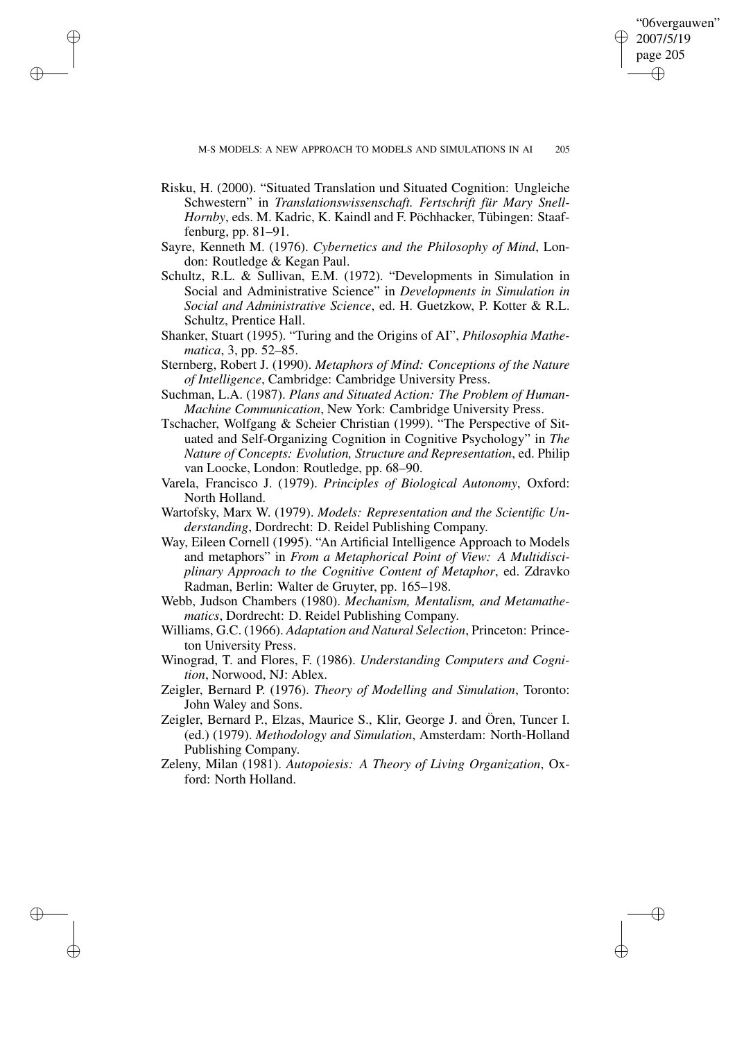Risku, H. (2000). "Situated Translation und Situated Cognition: Ungleiche Schwestern" in *Translationswissenschaft. Fertschrift für Mary Snell-Hornby*, eds. M. Kadric, K. Kaindl and F. Pöchhacker, Tübingen: Staaffenburg, pp. 81–91.

Sayre, Kenneth M. (1976). *Cybernetics and the Philosophy of Mind*, London: Routledge & Kegan Paul.

Schultz, R.L. & Sullivan, E.M. (1972). "Developments in Simulation in Social and Administrative Science" in *Developments in Simulation in Social and Administrative Science*, ed. H. Guetzkow, P. Kotter & R.L. Schultz, Prentice Hall.

Shanker, Stuart (1995). "Turing and the Origins of AI", *Philosophia Mathematica*, 3, pp. 52–85.

Sternberg, Robert J. (1990). *Metaphors of Mind: Conceptions of the Nature of Intelligence*, Cambridge: Cambridge University Press.

Suchman, L.A. (1987). *Plans and Situated Action: The Problem of Human-Machine Communication*, New York: Cambridge University Press.

Tschacher, Wolfgang & Scheier Christian (1999). "The Perspective of Situated and Self-Organizing Cognition in Cognitive Psychology" in *The Nature of Concepts: Evolution, Structure and Representation*, ed. Philip van Loocke, London: Routledge, pp. 68–90.

Varela, Francisco J. (1979). *Principles of Biological Autonomy*, Oxford: North Holland.

Wartofsky, Marx W. (1979). *Models: Representation and the Scientific Understanding*, Dordrecht: D. Reidel Publishing Company.

Way, Eileen Cornell (1995). "An Artificial Intelligence Approach to Models and metaphors" in *From a Metaphorical Point of View: A Multidisciplinary Approach to the Cognitive Content of Metaphor*, ed. Zdravko Radman, Berlin: Walter de Gruyter, pp. 165–198.

Webb, Judson Chambers (1980). *Mechanism, Mentalism, and Metamathematics*, Dordrecht: D. Reidel Publishing Company.

Williams, G.C. (1966). *Adaptation and Natural Selection*, Princeton: Princeton University Press.

Winograd, T. and Flores, F. (1986). *Understanding Computers and Cognition*, Norwood, NJ: Ablex.

Zeigler, Bernard P. (1976). *Theory of Modelling and Simulation*, Toronto: John Waley and Sons.

Zeigler, Bernard P., Elzas, Maurice S., Klir, George J. and Ören, Tuncer I. (ed.) (1979). *Methodology and Simulation*, Amsterdam: North-Holland Publishing Company.

Zeleny, Milan (1981). *Autopoiesis: A Theory of Living Organization*, Oxford: North Holland.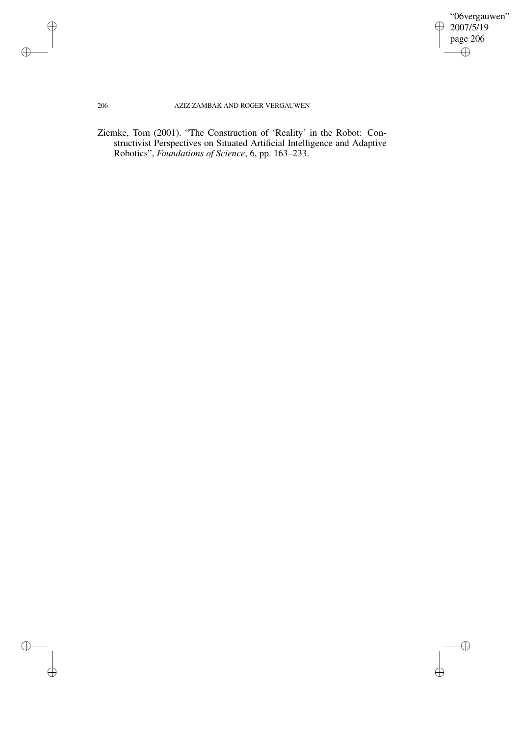Ziemke, Tom (2001). "The Construction of 'Reality' in the Robot: Constructivist Perspectives on Situated Artificial Intelligence and Adaptive Robotics", *Foundations of Science*, 6, pp. 163–233.